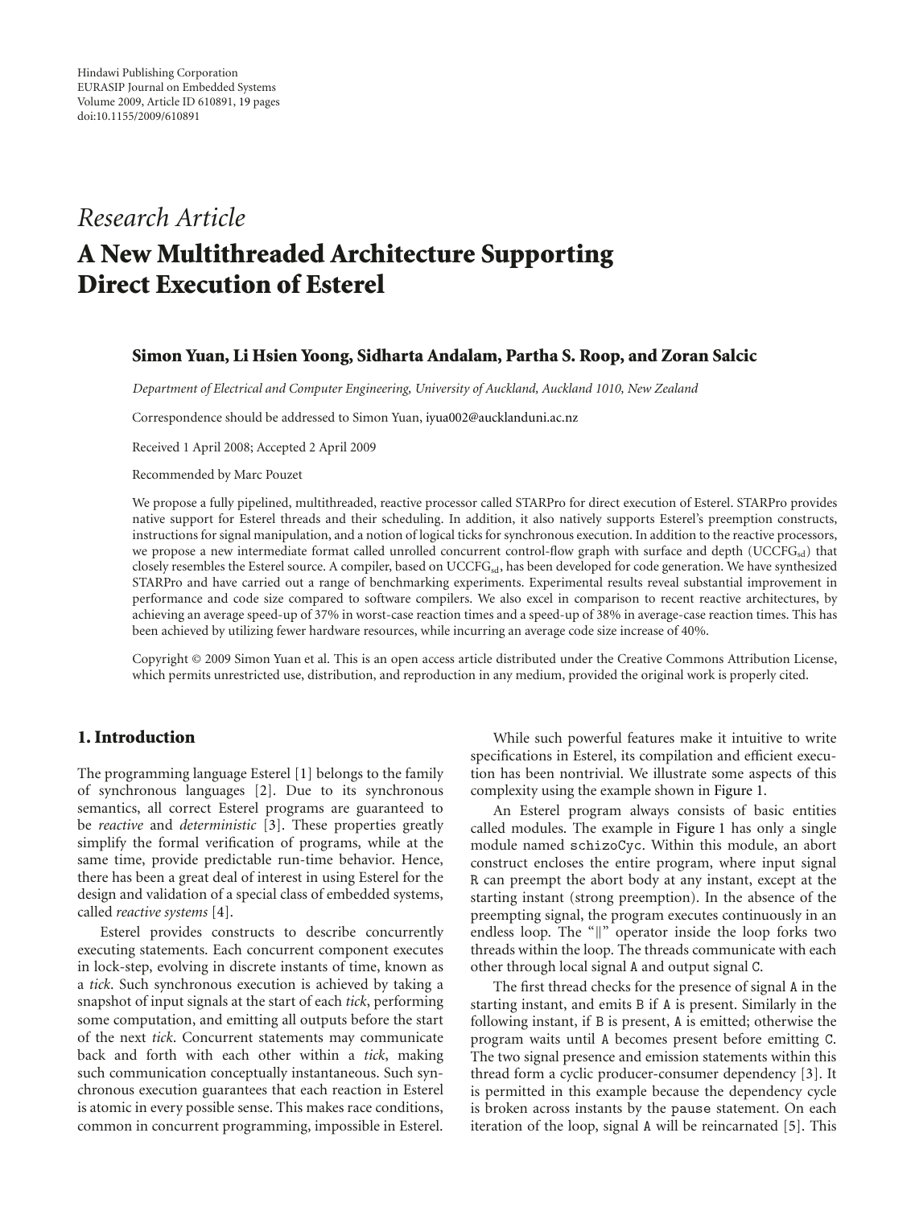Hindawi Publishing Corporation
EURASIP Journal on Embedded Systems
Volume 2009, Article ID 610891, 19 pages
doi:10.1155/2009/610891

*Research Article*

# A New Multithreaded Architecture Supporting Direct Execution of Esterel

**Simon Yuan, Li Hsien Yoong, Sidharta Andalam, Partha S. Roop, and Zoran Salcic**

*Department of Electrical and Computer Engineering, University of Auckland, Auckland 1010, New Zealand*

Correspondence should be addressed to Simon Yuan, iyua002@aucklanduni.ac.nz

Received 1 April 2008; Accepted 2 April 2009

Recommended by Marc Pouzet

We propose a fully pipelined, multithreaded, reactive processor called STARPro for direct execution of Esterel. STARPro provides native support for Esterel threads and their scheduling. In addition, it also natively supports Esterel's preemption constructs, instructions for signal manipulation, and a notion of logical ticks for synchronous execution. In addition to the reactive processors, we propose a new intermediate format called unrolled concurrent control-flow graph with surface and depth ($\text{UCCFG}_{\text{sd}}$) that closely resembles the Esterel source. A compiler, based on $\text{UCCFG}_{\text{sd}}$, has been developed for code generation. We have synthesized STARPro and have carried out a range of benchmarking experiments. Experimental results reveal substantial improvement in performance and code size compared to software compilers. We also excel in comparison to recent reactive architectures, by achieving an average speed-up of 37% in worst-case reaction times and a speed-up of 38% in average-case reaction times. This has been achieved by utilizing fewer hardware resources, while incurring an average code size increase of 40%.

Copyright © 2009 Simon Yuan et al. This is an open access article distributed under the Creative Commons Attribution License, which permits unrestricted use, distribution, and reproduction in any medium, provided the original work is properly cited.

## 1. Introduction

The programming language Esterel [1] belongs to the family of synchronous languages [2]. Due to its synchronous semantics, all correct Esterel programs are guaranteed to be *reactive* and *deterministic* [3]. These properties greatly simplify the formal verification of programs, while at the same time, provide predictable run-time behavior. Hence, there has been a great deal of interest in using Esterel for the design and validation of a special class of embedded systems, called *reactive systems* [4].

Esterel provides constructs to describe concurrently executing statements. Each concurrent component executes in lock-step, evolving in discrete instants of time, known as a *tick*. Such synchronous execution is achieved by taking a snapshot of input signals at the start of each *tick*, performing some computation, and emitting all outputs before the start of the next *tick*. Concurrent statements may communicate back and forth with each other within a *tick*, making such communication conceptually instantaneous. Such synchronous execution guarantees that each reaction in Esterel is atomic in every possible sense. This makes race conditions, common in concurrent programming, impossible in Esterel.

While such powerful features make it intuitive to write specifications in Esterel, its compilation and efficient execution has been nontrivial. We illustrate some aspects of this complexity using the example shown in Figure 1.

An Esterel program always consists of basic entities called modules. The example in Figure 1 has only a single module named `schizoCyc`. Within this module, an abort construct encloses the entire program, where input signal `R` can preempt the abort body at any instant, except at the starting instant (strong preemption). In the absence of the preempting signal, the program executes continuously in an endless loop. The "‖" operator inside the loop forks two threads within the loop. The threads communicate with each other through local signal `A` and output signal `C`.

The first thread checks for the presence of signal `A` in the starting instant, and emits `B` if `A` is present. Similarly in the following instant, if `B` is present, `A` is emitted; otherwise the program waits until `A` becomes present before emitting `C`. The two signal presence and emission statements within this thread form a cyclic producer-consumer dependency [3]. It is permitted in this example because the dependency cycle is broken across instants by the `pause` statement. On each iteration of the loop, signal `A` will be reincarnated [5]. This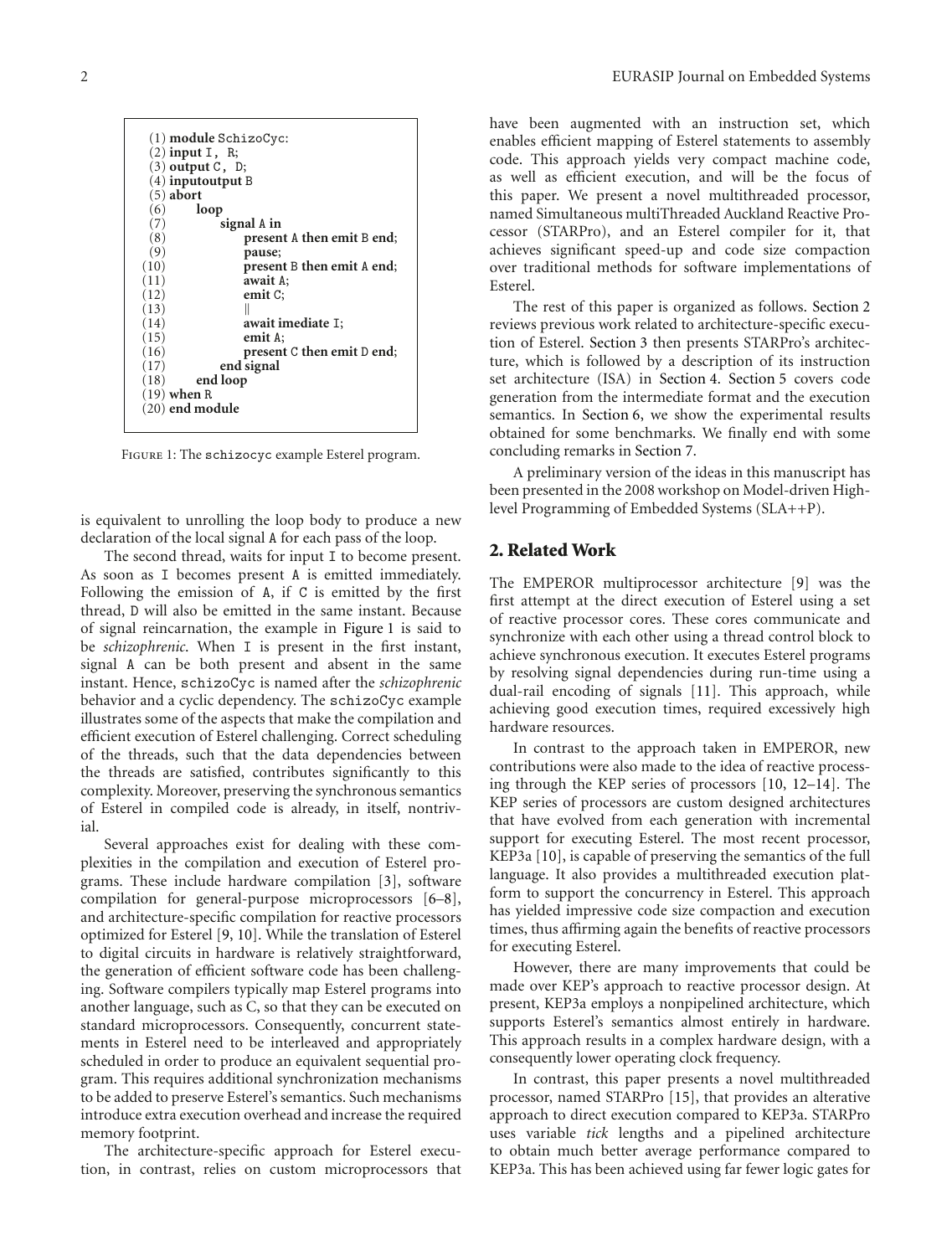```
(1) module SchizoCyc:
(2) input I, R;
(3) output C, D;
(4) inputoutput B
(5) abort
(6)     loop
(7)         signal A in
(8)             present A then emit B end;
(9)             pause;
(10)            present B then emit A end;
(11)            await A;
(12)            emit C;
(13)            ||
(14)            await imediate I;
(15)            emit A;
(16)            present C then emit D end;
(17)        end signal
(18)    end loop
(19) when R
(20) end module
```

Figure 1: The schizocyc example Esterel program.

is equivalent to unrolling the loop body to produce a new declaration of the local signal A for each pass of the loop.

The second thread, waits for input I to become present. As soon as I becomes present A is emitted immediately. Following the emission of A, if C is emitted by the first thread, D will also be emitted in the same instant. Because of signal reincarnation, the example in Figure 1 is said to be *schizophrenic*. When I is present in the first instant, signal A can be both present and absent in the same instant. Hence, schizoCyc is named after the *schizophrenic* behavior and a cyclic dependency. The schizoCyc example illustrates some of the aspects that make the compilation and efficient execution of Esterel challenging. Correct scheduling of the threads, such that the data dependencies between the threads are satisfied, contributes significantly to this complexity. Moreover, preserving the synchronous semantics of Esterel in compiled code is already, in itself, nontrivial.

Several approaches exist for dealing with these complexities in the compilation and execution of Esterel programs. These include hardware compilation [3], software compilation for general-purpose microprocessors [6–8], and architecture-specific compilation for reactive processors optimized for Esterel [9, 10]. While the translation of Esterel to digital circuits in hardware is relatively straightforward, the generation of efficient software code has been challenging. Software compilers typically map Esterel programs into another language, such as C, so that they can be executed on standard microprocessors. Consequently, concurrent statements in Esterel need to be interleaved and appropriately scheduled in order to produce an equivalent sequential program. This requires additional synchronization mechanisms to be added to preserve Esterel's semantics. Such mechanisms introduce extra execution overhead and increase the required memory footprint.

The architecture-specific approach for Esterel execution, in contrast, relies on custom microprocessors that have been augmented with an instruction set, which enables efficient mapping of Esterel statements to assembly code. This approach yields very compact machine code, as well as efficient execution, and will be the focus of this paper. We present a novel multithreaded processor, named Simultaneous multiThreaded Auckland Reactive Processor (STARPro), and an Esterel compiler for it, that achieves significant speed-up and code size compaction over traditional methods for software implementations of Esterel.

The rest of this paper is organized as follows. Section 2 reviews previous work related to architecture-specific execution of Esterel. Section 3 then presents STARPro's architecture, which is followed by a description of its instruction set architecture (ISA) in Section 4. Section 5 covers code generation from the intermediate format and the execution semantics. In Section 6, we show the experimental results obtained for some benchmarks. We finally end with some concluding remarks in Section 7.

A preliminary version of the ideas in this manuscript has been presented in the 2008 workshop on Model-driven High-level Programming of Embedded Systems (SLA++P).

## 2. Related Work

The EMPEROR multiprocessor architecture [9] was the first attempt at the direct execution of Esterel using a set of reactive processor cores. These cores communicate and synchronize with each other using a thread control block to achieve synchronous execution. It executes Esterel programs by resolving signal dependencies during run-time using a dual-rail encoding of signals [11]. This approach, while achieving good execution times, required excessively high hardware resources.

In contrast to the approach taken in EMPEROR, new contributions were also made to the idea of reactive processing through the KEP series of processors [10, 12–14]. The KEP series of processors are custom designed architectures that have evolved from each generation with incremental support for executing Esterel. The most recent processor, KEP3a [10], is capable of preserving the semantics of the full language. It also provides a multithreaded execution platform to support the concurrency in Esterel. This approach has yielded impressive code size compaction and execution times, thus affirming again the benefits of reactive processors for executing Esterel.

However, there are many improvements that could be made over KEP's approach to reactive processor design. At present, KEP3a employs a nonpipelined architecture, which supports Esterel's semantics almost entirely in hardware. This approach results in a complex hardware design, with a consequently lower operating clock frequency.

In contrast, this paper presents a novel multithreaded processor, named STARPro [15], that provides an alterative approach to direct execution compared to KEP3a. STARPro uses variable *tick* lengths and a pipelined architecture to obtain much better average performance compared to KEP3a. This has been achieved using far fewer logic gates for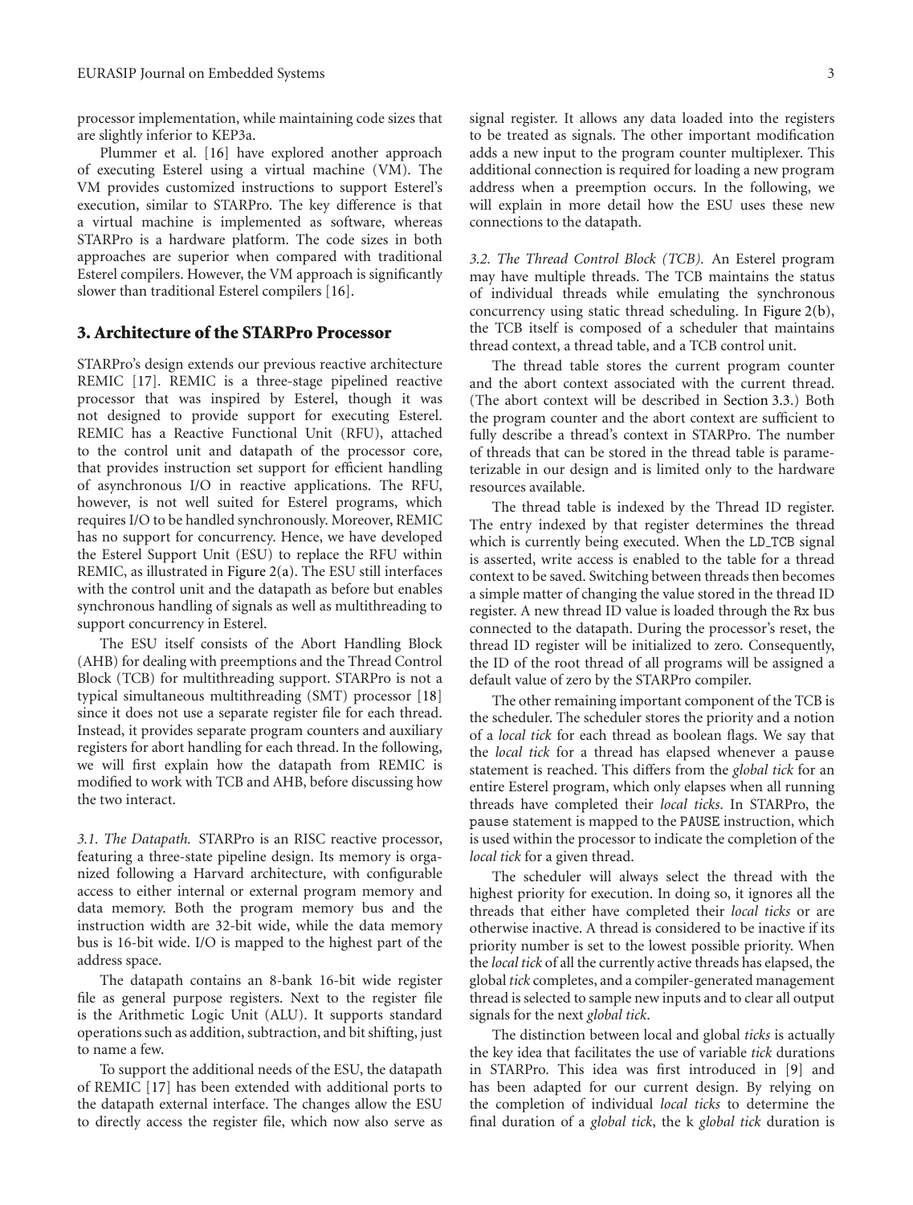processor implementation, while maintaining code sizes that are slightly inferior to KEP3a.

Plummer et al. [16] have explored another approach of executing Esterel using a virtual machine (VM). The VM provides customized instructions to support Esterel's execution, similar to STARPro. The key difference is that a virtual machine is implemented as software, whereas STARPro is a hardware platform. The code sizes in both approaches are superior when compared with traditional Esterel compilers. However, the VM approach is significantly slower than traditional Esterel compilers [16].

## 3. Architecture of the STARPro Processor

STARPro's design extends our previous reactive architecture REMIC [17]. REMIC is a three-stage pipelined reactive processor that was inspired by Esterel, though it was not designed to provide support for executing Esterel. REMIC has a Reactive Functional Unit (RFU), attached to the control unit and datapath of the processor core, that provides instruction set support for efficient handling of asynchronous I/O in reactive applications. The RFU, however, is not well suited for Esterel programs, which requires I/O to be handled synchronously. Moreover, REMIC has no support for concurrency. Hence, we have developed the Esterel Support Unit (ESU) to replace the RFU within REMIC, as illustrated in Figure 2(a). The ESU still interfaces with the control unit and the datapath as before but enables synchronous handling of signals as well as multithreading to support concurrency in Esterel.

The ESU itself consists of the Abort Handling Block (AHB) for dealing with preemptions and the Thread Control Block (TCB) for multithreading support. STARPro is not a typical simultaneous multithreading (SMT) processor [18] since it does not use a separate register file for each thread. Instead, it provides separate program counters and auxiliary registers for abort handling for each thread. In the following, we will first explain how the datapath from REMIC is modified to work with TCB and AHB, before discussing how the two interact.

*3.1. The Datapath.* STARPro is an RISC reactive processor, featuring a three-state pipeline design. Its memory is organized following a Harvard architecture, with configurable access to either internal or external program memory and data memory. Both the program memory bus and the instruction width are 32-bit wide, while the data memory bus is 16-bit wide. I/O is mapped to the highest part of the address space.

The datapath contains an 8-bank 16-bit wide register file as general purpose registers. Next to the register file is the Arithmetic Logic Unit (ALU). It supports standard operations such as addition, subtraction, and bit shifting, just to name a few.

To support the additional needs of the ESU, the datapath of REMIC [17] has been extended with additional ports to the datapath external interface. The changes allow the ESU to directly access the register file, which now also serve as signal register. It allows any data loaded into the registers to be treated as signals. The other important modification adds a new input to the program counter multiplexer. This additional connection is required for loading a new program address when a preemption occurs. In the following, we will explain in more detail how the ESU uses these new connections to the datapath.

*3.2. The Thread Control Block (TCB).* An Esterel program may have multiple threads. The TCB maintains the status of individual threads while emulating the synchronous concurrency using static thread scheduling. In Figure 2(b), the TCB itself is composed of a scheduler that maintains thread context, a thread table, and a TCB control unit.

The thread table stores the current program counter and the abort context associated with the current thread. (The abort context will be described in Section 3.3.) Both the program counter and the abort context are sufficient to fully describe a thread's context in STARPro. The number of threads that can be stored in the thread table is parameterizable in our design and is limited only to the hardware resources available.

The thread table is indexed by the Thread ID register. The entry indexed by that register determines the thread which is currently being executed. When the LD_TCB signal is asserted, write access is enabled to the table for a thread context to be saved. Switching between threads then becomes a simple matter of changing the value stored in the thread ID register. A new thread ID value is loaded through the Rx bus connected to the datapath. During the processor's reset, the thread ID register will be initialized to zero. Consequently, the ID of the root thread of all programs will be assigned a default value of zero by the STARPro compiler.

The other remaining important component of the TCB is the scheduler. The scheduler stores the priority and a notion of a *local tick* for each thread as boolean flags. We say that the *local tick* for a thread has elapsed whenever a pause statement is reached. This differs from the *global tick* for an entire Esterel program, which only elapses when all running threads have completed their *local ticks*. In STARPro, the pause statement is mapped to the PAUSE instruction, which is used within the processor to indicate the completion of the *local tick* for a given thread.

The scheduler will always select the thread with the highest priority for execution. In doing so, it ignores all the threads that either have completed their *local ticks* or are otherwise inactive. A thread is considered to be inactive if its priority number is set to the lowest possible priority. When the *local tick* of all the currently active threads has elapsed, the global *tick* completes, and a compiler-generated management thread is selected to sample new inputs and to clear all output signals for the next *global tick*.

The distinction between local and global *ticks* is actually the key idea that facilitates the use of variable *tick* durations in STARPro. This idea was first introduced in [9] and has been adapted for our current design. By relying on the completion of individual *local ticks* to determine the final duration of a *global tick*, the k *global tick* duration is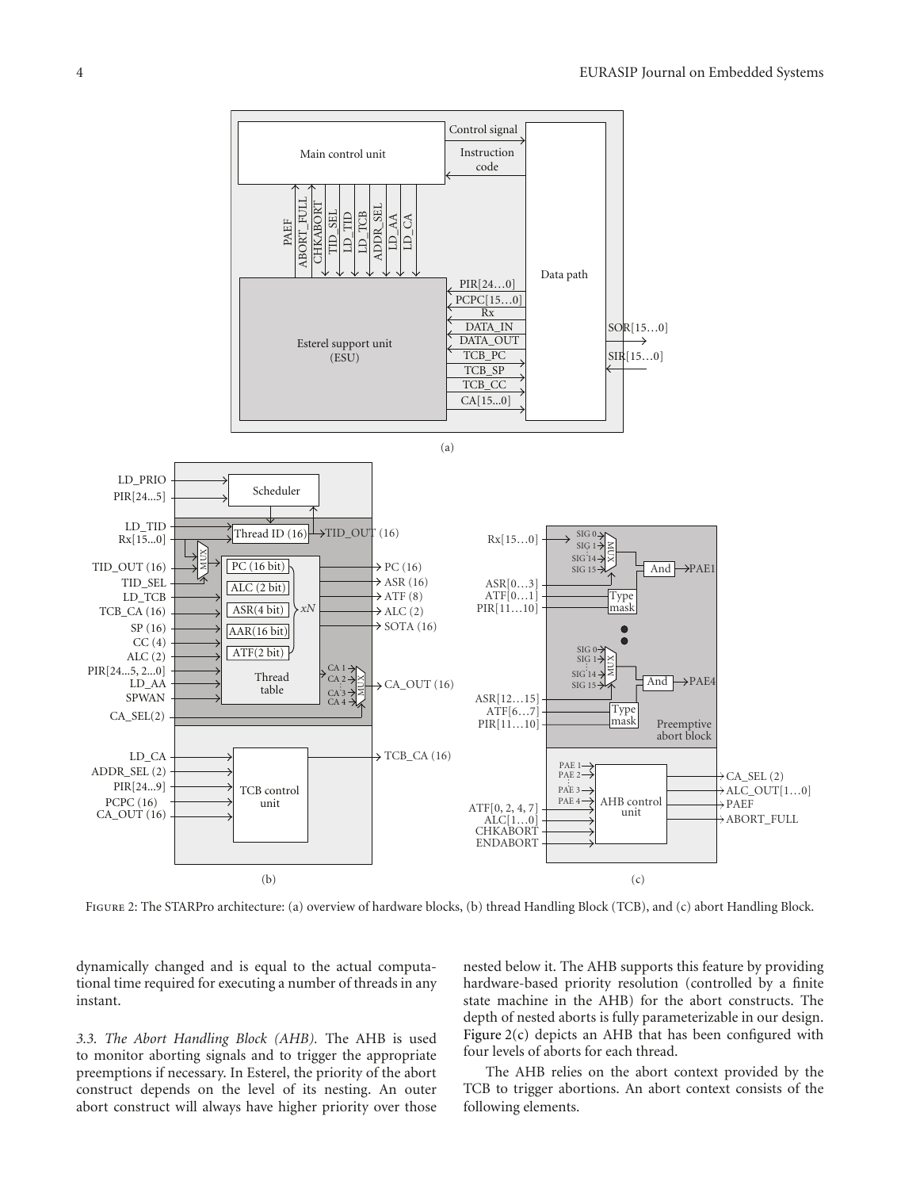Figure 2: The STARPro architecture: (a) overview of hardware blocks, (b) thread Handling Block (TCB), and (c) abort Handling Block.

dynamically changed and is equal to the actual computational time required for executing a number of threads in any instant.

*3.3. The Abort Handling Block (AHB).* The AHB is used to monitor aborting signals and to trigger the appropriate preemptions if necessary. In Esterel, the priority of the abort construct depends on the level of its nesting. An outer abort construct will always have higher priority over those nested below it. The AHB supports this feature by providing hardware-based priority resolution (controlled by a finite state machine in the AHB) for the abort constructs. The depth of nested aborts is fully parameterizable in our design. Figure 2(c) depicts an AHB that has been configured with four levels of aborts for each thread.

The AHB relies on the abort context provided by the TCB to trigger abortions. An abort context consists of the following elements.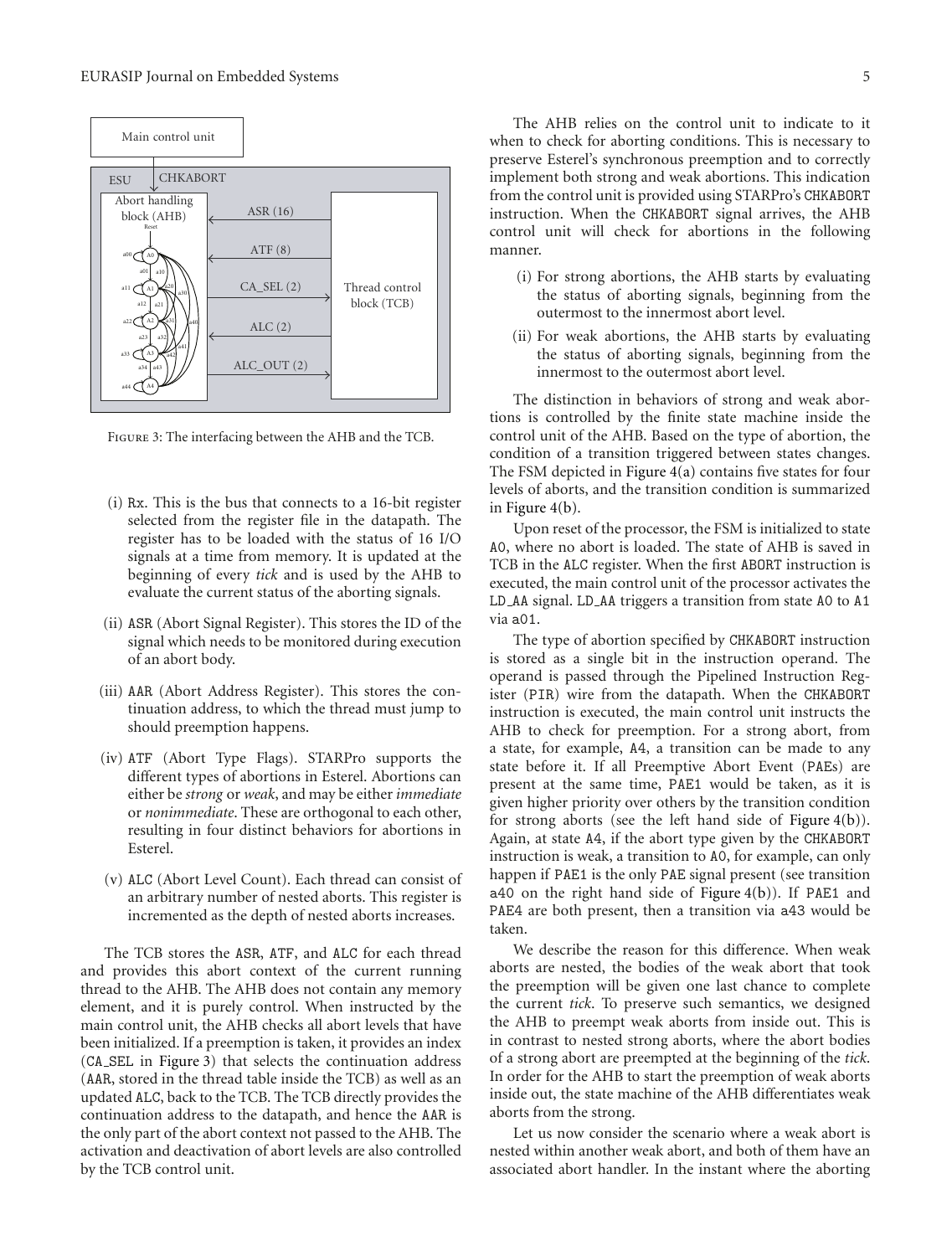Figure 3: The interfacing between the AHB and the TCB.

(i) Rx. This is the bus that connects to a 16-bit register selected from the register file in the datapath. The register has to be loaded with the status of 16 I/O signals at a time from memory. It is updated at the beginning of every *tick* and is used by the AHB to evaluate the current status of the aborting signals.

(ii) ASR (Abort Signal Register). This stores the ID of the signal which needs to be monitored during execution of an abort body.

(iii) AAR (Abort Address Register). This stores the continuation address, to which the thread must jump to should preemption happens.

(iv) ATF (Abort Type Flags). STARPro supports the different types of abortions in Esterel. Abortions can either be *strong* or *weak*, and may be either *immediate* or *nonimmediate*. These are orthogonal to each other, resulting in four distinct behaviors for abortions in Esterel.

(v) ALC (Abort Level Count). Each thread can consist of an arbitrary number of nested aborts. This register is incremented as the depth of nested aborts increases.

The TCB stores the ASR, ATF, and ALC for each thread and provides this abort context of the current running thread to the AHB. The AHB does not contain any memory element, and it is purely control. When instructed by the main control unit, the AHB checks all abort levels that have been initialized. If a preemption is taken, it provides an index (CA_SEL in Figure 3) that selects the continuation address (AAR, stored in the thread table inside the TCB) as well as an updated ALC, back to the TCB. The TCB directly provides the continuation address to the datapath, and hence the AAR is the only part of the abort context not passed to the AHB. The activation and deactivation of abort levels are also controlled by the TCB control unit.

The AHB relies on the control unit to indicate to it when to check for aborting conditions. This is necessary to preserve Esterel's synchronous preemption and to correctly implement both strong and weak abortions. This indication from the control unit is provided using STARPro's CHKABORT instruction. When the CHKABORT signal arrives, the AHB control unit will check for abortions in the following manner.

(i) For strong abortions, the AHB starts by evaluating the status of aborting signals, beginning from the outermost to the innermost abort level.

(ii) For weak abortions, the AHB starts by evaluating the status of aborting signals, beginning from the innermost to the outermost abort level.

The distinction in behaviors of strong and weak abortions is controlled by the finite state machine inside the control unit of the AHB. Based on the type of abortion, the condition of a transition triggered between states changes. The FSM depicted in Figure 4(a) contains five states for four levels of aborts, and the transition condition is summarized in Figure 4(b).

Upon reset of the processor, the FSM is initialized to state A0, where no abort is loaded. The state of AHB is saved in TCB in the ALC register. When the first ABORT instruction is executed, the main control unit of the processor activates the LD_AA signal. LD_AA triggers a transition from state A0 to A1 via a01.

The type of abortion specified by CHKABORT instruction is stored as a single bit in the instruction operand. The operand is passed through the Pipelined Instruction Register (PIR) wire from the datapath. When the CHKABORT instruction is executed, the main control unit instructs the AHB to check for preemption. For a strong abort, from a state, for example, A4, a transition can be made to any state before it. If all Preemptive Abort Event (PAEs) are present at the same time, PAE1 would be taken, as it is given higher priority over others by the transition condition for strong aborts (see the left hand side of Figure 4(b)). Again, at state A4, if the abort type given by the CHKABORT instruction is weak, a transition to A0, for example, can only happen if PAE1 is the only PAE signal present (see transition a40 on the right hand side of Figure 4(b)). If PAE1 and PAE4 are both present, then a transition via a43 would be taken.

We describe the reason for this difference. When weak aborts are nested, the bodies of the weak abort that took the preemption will be given one last chance to complete the current *tick*. To preserve such semantics, we designed the AHB to preempt weak aborts from inside out. This is in contrast to nested strong aborts, where the abort bodies of a strong abort are preempted at the beginning of the *tick*. In order for the AHB to start the preemption of weak aborts inside out, the state machine of the AHB differentiates weak aborts from the strong.

Let us now consider the scenario where a weak abort is nested within another weak abort, and both of them have an associated abort handler. In the instant where the aborting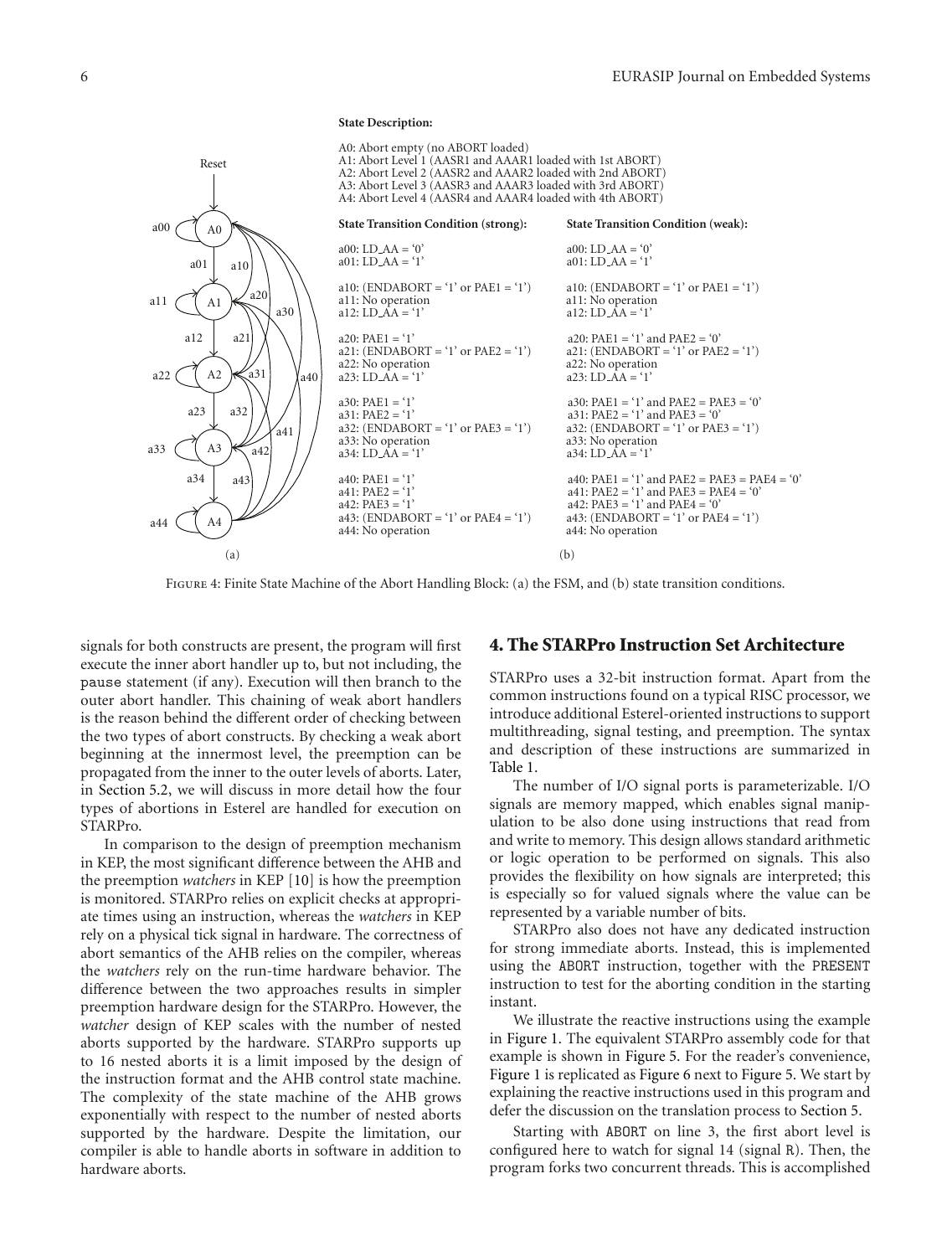State Description:

A0: Abort empty (no ABORT loaded)
A1: Abort Level 1 (AASR1 and AAAR1 loaded with 1st ABORT)
A2: Abort Level 2 (AASR2 and AAAR2 loaded with 2nd ABORT)
A3: Abort Level 3 (AASR3 and AAAR3 loaded with 3rd ABORT)
A4: Abort Level 4 (AASR4 and AAAR4 loaded with 4th ABORT)

| State Transition Condition (strong): | State Transition Condition (weak): |
|---|---|
| a00: LD_AA = ‘0’ | a00: LD_AA = ‘0’ |
| a01: LD_AA = ‘1’ | a01: LD_AA = ‘1’ |
| a10: (ENDABORT = ‘1’ or PAE1 = ‘1’) | a10: (ENDABORT = ‘1’ or PAE1 = ‘1’) |
| a11: No operation | a11: No operation |
| a12: LD_AA = ‘1’ | a12: LD_AA = ‘1’ |
| a20: PAE1 = ‘1’ | a20: PAE1 = ‘1’ and PAE2 = ‘0’ |
| a21: (ENDABORT = ‘1’ or PAE2 = ‘1’) | a21: (ENDABORT = ‘1’ or PAE2 = ‘1’) |
| a22: No operation | a22: No operation |
| a23: LD_AA = ‘1’ | a23: LD_AA = ‘1’ |
| a30: PAE1 = ‘1’ | a30: PAE1 = ‘1’ and PAE2 = PAE3 = ‘0’ |
| a31: PAE2 = ‘1’ | a31: PAE2 = ‘1’ and PAE3 = ‘0’ |
| a32: (ENDABORT = ‘1’ or PAE3 = ‘1’) | a32: (ENDABORT = ‘1’ or PAE3 = ‘1’) |
| a33: No operation | a33: No operation |
| a34: LD_AA = ‘1’ | a34: LD_AA = ‘1’ |
| a40: PAE1 = ‘1’ | a40: PAE1 = ‘1’ and PAE2 = PAE3 = PAE4 = ‘0’ |
| a41: PAE2 = ‘1’ | a41: PAE2 = ‘1’ and PAE3 = PAE4 = ‘0’ |
| a42: PAE3 = ‘1’ | a42: PAE3 = ‘1’ and PAE4 = ‘0’ |
| a43: (ENDABORT = ‘1’ or PAE4 = ‘1’) | a43: (ENDABORT = ‘1’ or PAE4 = ‘1’) |
| a44: No operation | a44: No operation |

Figure 4: Finite State Machine of the Abort Handling Block: (a) the FSM, and (b) state transition conditions.

signals for both constructs are present, the program will first execute the inner abort handler up to, but not including, the pause statement (if any). Execution will then branch to the outer abort handler. This chaining of weak abort handlers is the reason behind the different order of checking between the two types of abort constructs. By checking a weak abort beginning at the innermost level, the preemption can be propagated from the inner to the outer levels of aborts. Later, in Section 5.2, we will discuss in more detail how the four types of abortions in Esterel are handled for execution on STARPro.

In comparison to the design of preemption mechanism in KEP, the most significant difference between the AHB and the preemption *watchers* in KEP [10] is how the preemption is monitored. STARPro relies on explicit checks at appropriate times using an instruction, whereas the *watchers* in KEP rely on a physical tick signal in hardware. The correctness of abort semantics of the AHB relies on the compiler, whereas the *watchers* rely on the run-time hardware behavior. The difference between the two approaches results in simpler preemption hardware design for the STARPro. However, the *watcher* design of KEP scales with the number of nested aborts supported by the hardware. STARPro supports up to 16 nested aborts it is a limit imposed by the design of the instruction format and the AHB control state machine. The complexity of the state machine of the AHB grows exponentially with respect to the number of nested aborts supported by the hardware. Despite the limitation, our compiler is able to handle aborts in software in addition to hardware aborts.

## 4. The STARPro Instruction Set Architecture

STARPro uses a 32-bit instruction format. Apart from the common instructions found on a typical RISC processor, we introduce additional Esterel-oriented instructions to support multithreading, signal testing, and preemption. The syntax and description of these instructions are summarized in Table 1.

The number of I/O signal ports is parameterizable. I/O signals are memory mapped, which enables signal manipulation to be also done using instructions that read from and write to memory. This design allows standard arithmetic or logic operation to be performed on signals. This also provides the flexibility on how signals are interpreted; this is especially so for valued signals where the value can be represented by a variable number of bits.

STARPro also does not have any dedicated instruction for strong immediate aborts. Instead, this is implemented using the ABORT instruction, together with the PRESENT instruction to test for the aborting condition in the starting instant.

We illustrate the reactive instructions using the example in Figure 1. The equivalent STARPro assembly code for that example is shown in Figure 5. For the reader's convenience, Figure 1 is replicated as Figure 6 next to Figure 5. We start by explaining the reactive instructions used in this program and defer the discussion on the translation process to Section 5.

Starting with ABORT on line 3, the first abort level is configured here to watch for signal 14 (signal R). Then, the program forks two concurrent threads. This is accomplished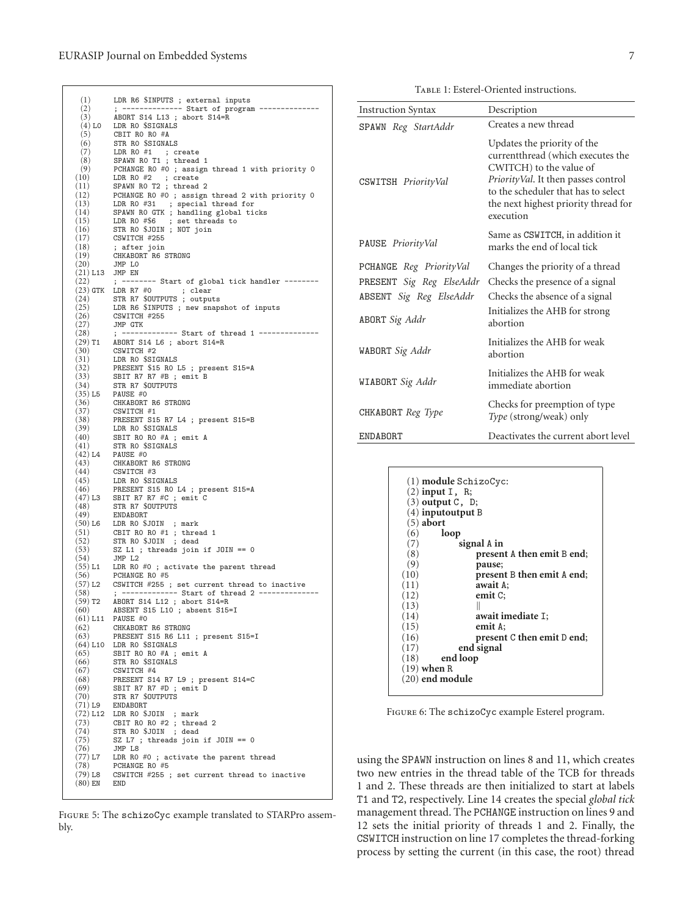```
(1)       LDR R6 $INPUTS ; external inputs
(2)       ; -------------- Start of program --------------
(3)       ABORT S14 L13 ; abort S14=R
(4) L0    LDR R0 $SIGNALS
(5)       CBIT R0 R0 #A
(6)       STR R0 $SIGNALS
(7)       LDR R0 #1   ; create
(8)       SPAWN R0 T1 ; thread 1
(9)       PCHANGE R0 #0 ; assign thread 1 with priority 0
(10)      LDR R0 #2   ; create
(11)      SPAWN R0 T2 ; thread 2
(12)      PCHANGE R0 #0 ; assign thread 2 with priority 0
(13)      LDR R0 #31   ; special thread for
(14)      SPAWN R0 GTK ; handling global ticks
(15)      LDR R0 #$6   ; set threads to
(16)      STR R0 $JOIN ; NOT join
(17)      CSWITCH #255
(18)      ; after join
(19)      CHKABORT R6 STRONG
(20)      JMP L0
(21) L13  JMP EN
(22)      ; -------- Start of global tick handler --------
(23) GTK  LDR R7 #0       ; clear
(24)      STR R7 $OUTPUTS ; outputs
(25)      LDR R6 $INPUTS ; new snapshot of inputs
(26)      CSWITCH #255
(27)      JMP GTK
(28)      ; ------------- Start of thread 1 --------------
(29) T1   ABORT S14 L6 ; abort S14=R
(30)      CSWITCH #2
(31)      LDR R0 $SIGNALS
(32)      PRESENT $15 R0 L5 ; present S15=A
(33)      SBIT R7 R7 #B ; emit B
(34)      STR R7 $OUTPUTS
(35) L5   PAUSE #0
(36)      CHKABORT R6 STRONG
(37)      CSWITCH #1
(38)      PRESENT S15 R7 L4 ; present S15=B
(39)      LDR R0 $SIGNALS
(40)      SBIT R0 R0 #A ; emit A
(41)      STR R0 $SIGNALS
(42) L4   PAUSE #0
(43)      CHKABORT R6 STRONG
(44)      CSWITCH #3
(45)      LDR R0 $SIGNALS
(46)      PRESENT S15 R0 L4 ; present S15=A
(47) L3   SBIT R7 R7 #C ; emit C
(48)      STR R7 $OUTPUTS
(49)      ENDABORT
(50) L6   LDR R0 $JOIN  ; mark
(51)      CBIT R0 R0 #1 ; thread 1
(52)      STR R0 $JOIN  ; dead
(53)      SZ L1 ; threads join if JOIN == 0
(54)      JMP L2
(55) L1   LDR R0 #0 ; activate the parent thread
(56)      PCHANGE R0 #5
(57) L2   CSWITCH #255 ; set current thread to inactive
(58)      ; ------------- Start of thread 2 --------------
(59) T2   ABORT S14 L12 ; abort S14=R
(60)      ABSENT S15 L10 ; absent S15=I
(61) L11  PAUSE #0
(62)      CHKABORT R6 STRONG
(63)      PRESENT S15 R6 L11 ; present S15=I
(64) L10  LDR R0 $SIGNALS
(65)      SBIT R0 R0 #A ; emit A
(66)      STR R0 $SIGNALS
(67)      CSWITCH #4
(68)      PRESENT S14 R7 L9 ; present S14=C
(69)      SBIT R7 R7 #D ; emit D
(70)      STR R7 $OUTPUTS
(71) L9   ENDABORT
(72) L12  LDR R0 $JOIN  ; mark
(73)      CBIT R0 R0 #2 ; thread 2
(74)      STR R0 $JOIN  ; dead
(75)      SZ L7 ; threads join if JOIN == 0
(76)      JMP L8
(77) L7   LDR R0 #0 ; activate the parent thread
(78)      PCHANGE R0 #5
(79) L8   CSWITCH #255 ; set current thread to inactive
(80) EN   END
```

Figure 5: The schizoCyc example translated to STARPro assembly.

Table 1: Esterel-Oriented instructions.

| Instruction Syntax | Description |
|---|---|
| SPAWN *Reg StartAddr* | Creates a new thread |
| CSWITSH *PriorityVal* | Updates the priority of the currentthread (which executes the CWITCH) to the value of *PriorityVal*. It then passes control to the scheduler that has to select the next highest priority thread for execution |
| PAUSE *PriorityVal* | Same as CSWITCH, in addition it marks the end of local tick |
| PCHANGE *Reg PriorityVal* | Changes the priority of a thread |
| PRESENT *Sig Reg ElseAddr* | Checks the presence of a signal |
| ABSENT *Sig Reg ElseAddr* | Checks the absence of a signal |
| ABORT *Sig Addr* | Initializes the AHB for strong abortion |
| WABORT *Sig Addr* | Initializes the AHB for weak abortion |
| WIABORT *Sig Addr* | Initializes the AHB for weak immediate abortion |
| CHKABORT *Reg Type* | Checks for preemption of type *Type* (strong/weak) only |
| ENDABORT | Deactivates the current abort level |

```
(1) module SchizoCyc:
(2) input I, R;
(3) output C, D;
(4) inputoutput B
(5) abort
(6)     loop
(7)         signal A in
(8)             present A then emit B end;
(9)             pause;
(10)            present B then emit A end;
(11)            await A;
(12)            emit C;
(13)            ||
(14)            await imediate I;
(15)            emit A;
(16)            present C then emit D end;
(17)        end signal
(18)    end loop
(19) when R
(20) end module
```

Figure 6: The schizoCyc example Esterel program.

using the SPAWN instruction on lines 8 and 11, which creates two new entries in the thread table of the TCB for threads 1 and 2. These threads are then initialized to start at labels T1 and T2, respectively. Line 14 creates the special *global tick* management thread. The PCHANGE instruction on lines 9 and 12 sets the initial priority of threads 1 and 2. Finally, the CSWITCH instruction on line 17 completes the thread-forking process by setting the current (in this case, the root) thread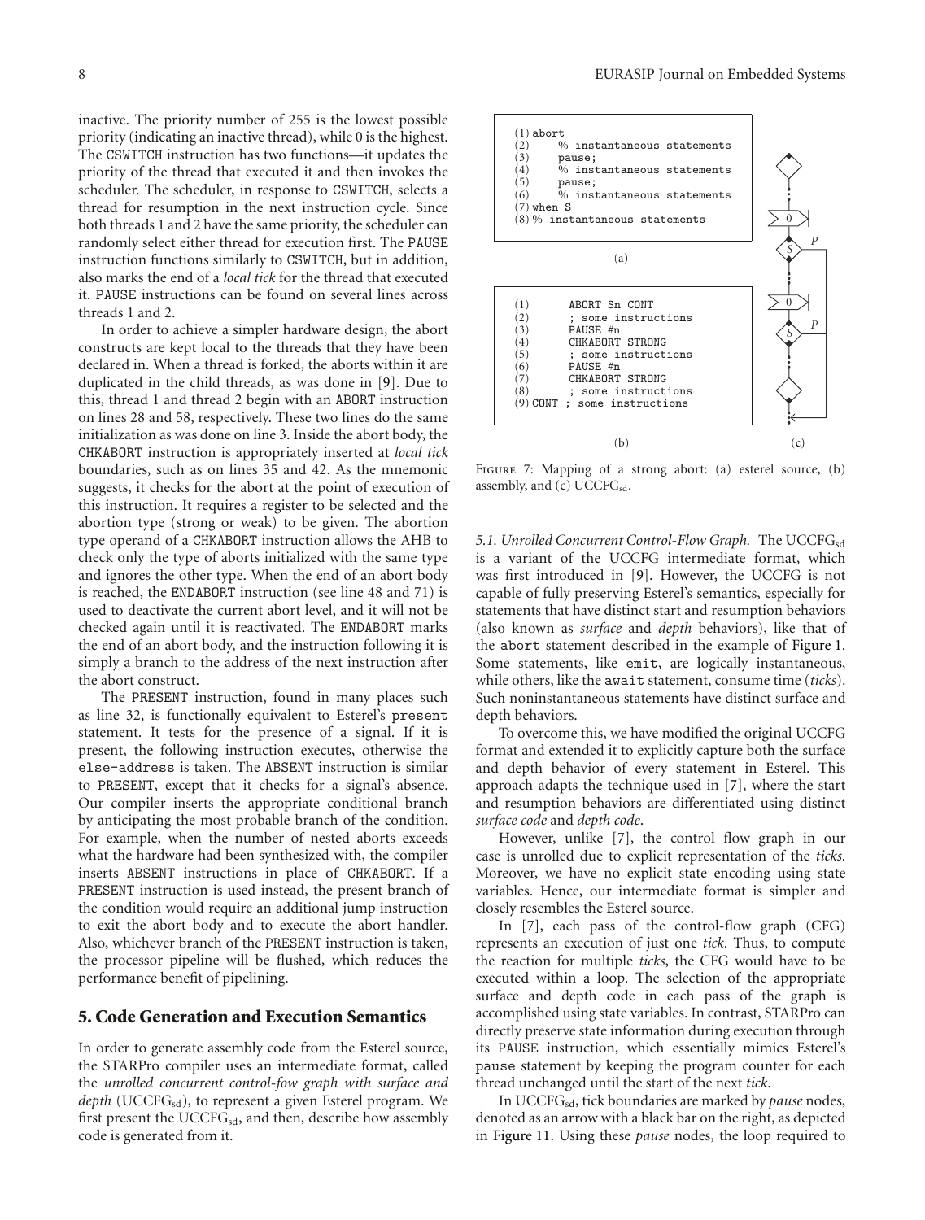inactive. The priority number of 255 is the lowest possible priority (indicating an inactive thread), while 0 is the highest. The CSWITCH instruction has two functions—it updates the priority of the thread that executed it and then invokes the scheduler. The scheduler, in response to CSWITCH, selects a thread for resumption in the next instruction cycle. Since both threads 1 and 2 have the same priority, the scheduler can randomly select either thread for execution first. The PAUSE instruction functions similarly to CSWITCH, but in addition, also marks the end of a *local tick* for the thread that executed it. PAUSE instructions can be found on several lines across threads 1 and 2.

In order to achieve a simpler hardware design, the abort constructs are kept local to the threads that they have been declared in. When a thread is forked, the aborts within it are duplicated in the child threads, as was done in [9]. Due to this, thread 1 and thread 2 begin with an ABORT instruction on lines 28 and 58, respectively. These two lines do the same initialization as was done on line 3. Inside the abort body, the CHKABORT instruction is appropriately inserted at *local tick* boundaries, such as on lines 35 and 42. As the mnemonic suggests, it checks for the abort at the point of execution of this instruction. It requires a register to be selected and the abortion type (strong or weak) to be given. The abortion type operand of a CHKABORT instruction allows the AHB to check only the type of aborts initialized with the same type and ignores the other type. When the end of an abort body is reached, the ENDABORT instruction (see line 48 and 71) is used to deactivate the current abort level, and it will not be checked again until it is reactivated. The ENDABORT marks the end of an abort body, and the instruction following it is simply a branch to the address of the next instruction after the abort construct.

The PRESENT instruction, found in many places such as line 32, is functionally equivalent to Esterel's present statement. It tests for the presence of a signal. If it is present, the following instruction executes, otherwise the else-address is taken. The ABSENT instruction is similar to PRESENT, except that it checks for a signal's absence. Our compiler inserts the appropriate conditional branch by anticipating the most probable branch of the condition. For example, when the number of nested aborts exceeds what the hardware had been synthesized with, the compiler inserts ABSENT instructions in place of CHKABORT. If a PRESENT instruction is used instead, the present branch of the condition would require an additional jump instruction to exit the abort body and to execute the abort handler. Also, whichever branch of the PRESENT instruction is taken, the processor pipeline will be flushed, which reduces the performance benefit of pipelining.

## 5. Code Generation and Execution Semantics

In order to generate assembly code from the Esterel source, the STARPro compiler uses an intermediate format, called the *unrolled concurrent control-fow graph with surface and depth* ($\text{UCCFG}_{\text{sd}}$), to represent a given Esterel program. We first present the $\text{UCCFG}_{\text{sd}}$, and then, describe how assembly code is generated from it.

```
(1) abort
(2)     % instantaneous statements
(3)     pause;
(4)     % instantaneous statements
(5)     pause;
(6)     % instantaneous statements
(7) when S
(8) % instantaneous statements
```

(a)

```
(1)       ABORT Sn CONT
(2)       ; some instructions
(3)       PAUSE #n
(4)       CHKABORT STRONG
(5)       ; some instructions
(6)       PAUSE #n
(7)       CHKABORT STRONG
(8)       ; some instructions
(9) CONT ; some instructions
```

(b)

(c)

Figure 7: Mapping of a strong abort: (a) esterel source, (b) assembly, and (c) $\text{UCCFG}_{\text{sd}}$.

*5.1. Unrolled Concurrent Control-Flow Graph.* The $\text{UCCFG}_{\text{sd}}$ is a variant of the UCCFG intermediate format, which was first introduced in [9]. However, the UCCFG is not capable of fully preserving Esterel's semantics, especially for statements that have distinct start and resumption behaviors (also known as *surface* and *depth* behaviors), like that of the abort statement described in the example of Figure 1. Some statements, like emit, are logically instantaneous, while others, like the await statement, consume time (*ticks*). Such noninstantaneous statements have distinct surface and depth behaviors.

To overcome this, we have modified the original UCCFG format and extended it to explicitly capture both the surface and depth behavior of every statement in Esterel. This approach adapts the technique used in [7], where the start and resumption behaviors are differentiated using distinct *surface code* and *depth code*.

However, unlike [7], the control flow graph in our case is unrolled due to explicit representation of the *ticks*. Moreover, we have no explicit state encoding using state variables. Hence, our intermediate format is simpler and closely resembles the Esterel source.

In [7], each pass of the control-flow graph (CFG) represents an execution of just one *tick*. Thus, to compute the reaction for multiple *ticks*, the CFG would have to be executed within a loop. The selection of the appropriate surface and depth code in each pass of the graph is accomplished using state variables. In contrast, STARPro can directly preserve state information during execution through its PAUSE instruction, which essentially mimics Esterel's pause statement by keeping the program counter for each thread unchanged until the start of the next *tick*.

In $\text{UCCFG}_{\text{sd}}$, tick boundaries are marked by *pause* nodes, denoted as an arrow with a black bar on the right, as depicted in Figure 11. Using these *pause* nodes, the loop required to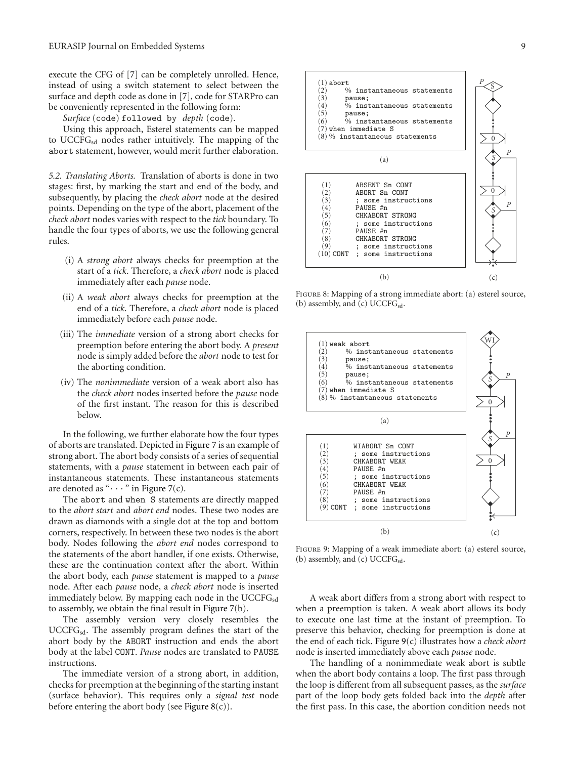execute the CFG of [7] can be completely unrolled. Hence, instead of using a switch statement to select between the surface and depth code as done in [7], code for STARPro can be conveniently represented in the following form:

*Surface* (code) followed by *depth* (code).

Using this approach, Esterel statements can be mapped to $\text{UCCFG}_{\text{sd}}$ nodes rather intuitively. The mapping of the abort statement, however, would merit further elaboration.

### 5.2. Translating Aborts

Translation of aborts is done in two stages: first, by marking the start and end of the body, and subsequently, by placing the *check abort* node at the desired points. Depending on the type of the abort, placement of the *check abort* nodes varies with respect to the *tick* boundary. To handle the four types of aborts, we use the following general rules.

(i) A *strong abort* always checks for preemption at the start of a *tick*. Therefore, a *check abort* node is placed immediately after each *pause* node.

(ii) A *weak abort* always checks for preemption at the end of a *tick*. Therefore, a *check abort* node is placed immediately before each *pause* node.

(iii) The *immediate* version of a strong abort checks for preemption before entering the abort body. A *present* node is simply added before the *abort* node to test for the aborting condition.

(iv) The *nonimmediate* version of a weak abort also has the *check abort* nodes inserted before the *pause* node of the first instant. The reason for this is described below.

In the following, we further elaborate how the four types of aborts are translated. Depicted in Figure 7 is an example of strong abort. The abort body consists of a series of sequential statements, with a *pause* statement in between each pair of instantaneous statements. These instantaneous statements are denoted as "· · · " in Figure 7(c).

The abort and when S statements are directly mapped to the *abort start* and *abort end* nodes. These two nodes are drawn as diamonds with a single dot at the top and bottom corners, respectively. In between these two nodes is the abort body. Nodes following the *abort end* nodes correspond to the statements of the abort handler, if one exists. Otherwise, these are the continuation context after the abort. Within the abort body, each *pause* statement is mapped to a *pause* node. After each *pause* node, a *check abort* node is inserted immediately below. By mapping each node in the $\text{UCCFG}_{\text{sd}}$ to assembly, we obtain the final result in Figure 7(b).

The assembly version very closely resembles the $\text{UCCFG}_{\text{sd}}$. The assembly program defines the start of the abort body by the ABORT instruction and ends the abort body at the label CONT. *Pause* nodes are translated to PAUSE instructions.

The immediate version of a strong abort, in addition, checks for preemption at the beginning of the starting instant (surface behavior). This requires only a *signal test* node before entering the abort body (see Figure 8(c)).

```
(1) abort
(2)     % instantaneous statements
(3)     pause;
(4)     % instantaneous statements
(5)     pause;
(6)     % instantaneous statements
(7) when immediate S
(8) % instantaneous statements
```

(a)

```
(1)        ABSENT Sn CONT
(2)        ABORT Sn CONT
(3)        ; some instructions
(4)        PAUSE #n
(5)        CHKABORT STRONG
(6)        ; some instructions
(7)        PAUSE #n
(8)        CHKABORT STRONG
(9)        ; some instructions
(10) CONT  ; some instructions
```

(b)

(c)

Figure 8: Mapping of a strong immediate abort: (a) esterel source, (b) assembly, and (c) $\text{UCCFG}_{\text{sd}}$.

```
(1) weak abort
(2)     % instantaneous statements
(3)     pause;
(4)     % instantaneous statements
(5)     pause;
(6)     % instantaneous statements
(7) when immediate S
(8) % instantaneous statements
```

(a)

```
(1)        WIABORT Sn CONT
(2)        ; some instructions
(3)        CHKABORT WEAK
(4)        PAUSE #n
(5)        ; some instructions
(6)        CHKABORT WEAK
(7)        PAUSE #n
(8)        ; some instructions
(9) CONT   ; some instructions
```

(b)

(c)

Figure 9: Mapping of a weak immediate abort: (a) esterel source, (b) assembly, and (c) $\text{UCCFG}_{\text{sd}}$.

A weak abort differs from a strong abort with respect to when a preemption is taken. A weak abort allows its body to execute one last time at the instant of preemption. To preserve this behavior, checking for preemption is done at the end of each tick. Figure 9(c) illustrates how a *check abort* node is inserted immediately above each *pause* node.

The handling of a nonimmediate weak abort is subtle when the abort body contains a loop. The first pass through the loop is different from all subsequent passes, as the *surface* part of the loop body gets folded back into the *depth* after the first pass. In this case, the abortion condition needs not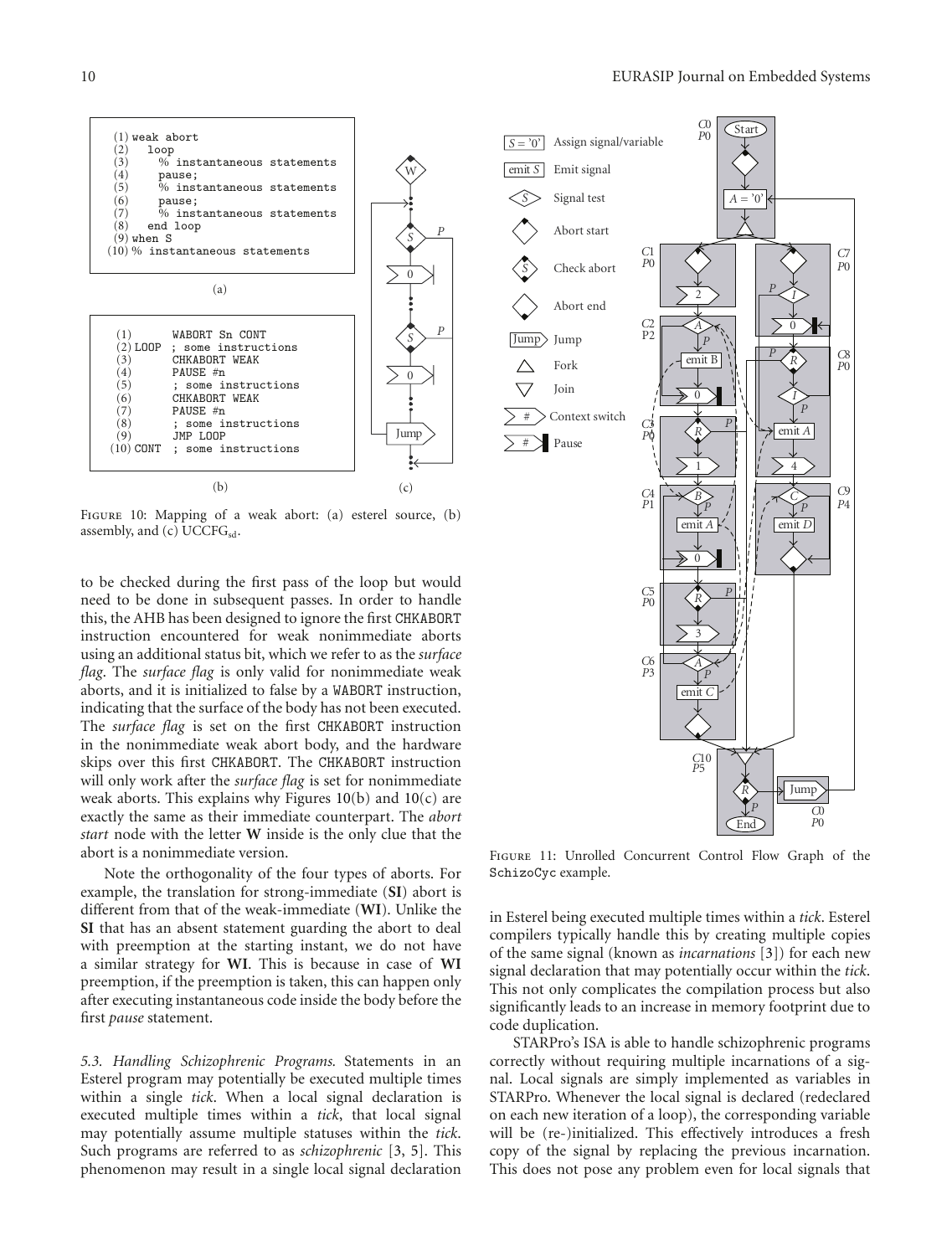```
(1) weak abort
(2)   loop
(3)     % instantaneous statements
(4)     pause;
(5)     % instantaneous statements
(6)     pause;
(7)     % instantaneous statements
(8)   end loop
(9) when S
(10) % instantaneous statements
```

(a)

```
(1)        WABORT Sn CONT
(2) LOOP   ; some instructions
(3)        CHKABORT WEAK
(4)        PAUSE #n
(5)        ; some instructions
(6)        CHKABORT WEAK
(7)        PAUSE #n
(8)        ; some instructions
(9)        JMP LOOP
(10) CONT  ; some instructions
```

(b)

(c)

Figure 10: Mapping of a weak abort: (a) esterel source, (b) assembly, and (c) $UCCFG_{sd}$.

to be checked during the first pass of the loop but would need to be done in subsequent passes. In order to handle this, the AHB has been designed to ignore the first CHKABORT instruction encountered for weak nonimmediate aborts using an additional status bit, which we refer to as the *surface flag*. The *surface flag* is only valid for nonimmediate weak aborts, and it is initialized to false by a WABORT instruction, indicating that the surface of the body has not been executed. The *surface flag* is set on the first CHKABORT instruction in the nonimmediate weak abort body, and the hardware skips over this first CHKABORT. The CHKABORT instruction will only work after the *surface flag* is set for nonimmediate weak aborts. This explains why Figures 10(b) and 10(c) are exactly the same as their immediate counterpart. The *abort start* node with the letter **W** inside is the only clue that the abort is a nonimmediate version.

Note the orthogonality of the four types of aborts. For example, the translation for strong-immediate (**SI**) abort is different from that of the weak-immediate (**WI**). Unlike the **SI** that has an absent statement guarding the abort to deal with preemption at the starting instant, we do not have a similar strategy for **WI**. This is because in case of **WI** preemption, if the preemption is taken, this can happen only after executing instantaneous code inside the body before the first *pause* statement.

*5.3. Handling Schizophrenic Programs.* Statements in an Esterel program may potentially be executed multiple times within a single *tick*. When a local signal declaration is executed multiple times within a *tick*, that local signal may potentially assume multiple statuses within the *tick*. Such programs are referred to as *schizophrenic* [3, 5]. This phenomenon may result in a single local signal declaration in Esterel being executed multiple times within a *tick*. Esterel compilers typically handle this by creating multiple copies of the same signal (known as *incarnations* [3]) for each new signal declaration that may potentially occur within the *tick*. This not only complicates the compilation process but also significantly leads to an increase in memory footprint due to code duplication.

Figure 11: Unrolled Concurrent Control Flow Graph of the SchizoCyc example.

STARPro's ISA is able to handle schizophrenic programs correctly without requiring multiple incarnations of a signal. Local signals are simply implemented as variables in STARPro. Whenever the local signal is declared (redeclared on each new iteration of a loop), the corresponding variable will be (re-)initialized. This effectively introduces a fresh copy of the signal by replacing the previous incarnation. This does not pose any problem even for local signals that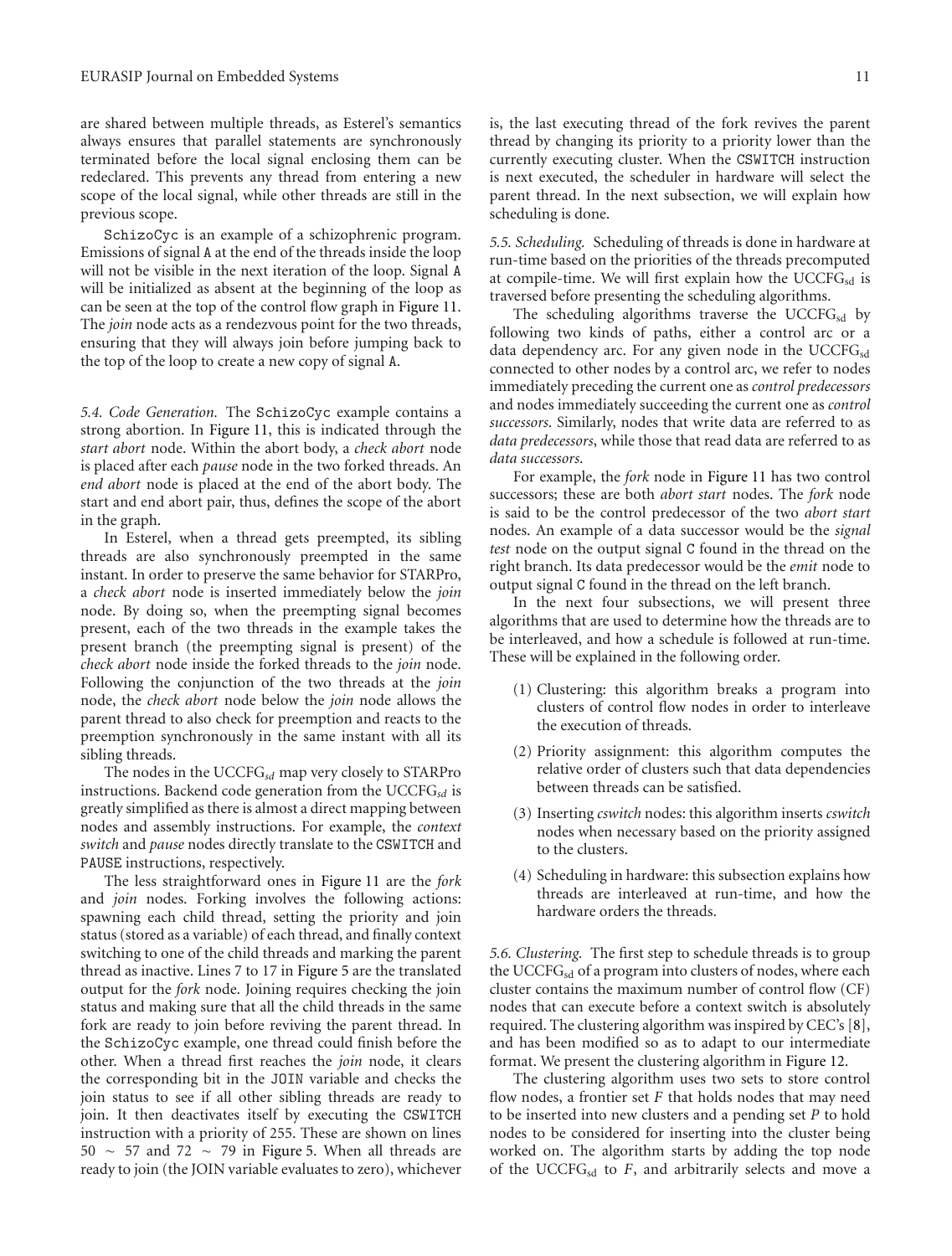are shared between multiple threads, as Esterel's semantics always ensures that parallel statements are synchronously terminated before the local signal enclosing them can be redeclared. This prevents any thread from entering a new scope of the local signal, while other threads are still in the previous scope.

SchizoCyc is an example of a schizophrenic program. Emissions of signal A at the end of the threads inside the loop will not be visible in the next iteration of the loop. Signal A will be initialized as absent at the beginning of the loop as can be seen at the top of the control flow graph in Figure 11. The *join* node acts as a rendezvous point for the two threads, ensuring that they will always join before jumping back to the top of the loop to create a new copy of signal A.

*5.4. Code Generation.* The SchizoCyc example contains a strong abortion. In Figure 11, this is indicated through the *start abort* node. Within the abort body, a *check abort* node is placed after each *pause* node in the two forked threads. An *end abort* node is placed at the end of the abort body. The start and end abort pair, thus, defines the scope of the abort in the graph.

In Esterel, when a thread gets preempted, its sibling threads are also synchronously preempted in the same instant. In order to preserve the same behavior for STARPro, a *check abort* node is inserted immediately below the *join* node. By doing so, when the preempting signal becomes present, each of the two threads in the example takes the present branch (the preempting signal is present) of the *check abort* node inside the forked threads to the *join* node. Following the conjunction of the two threads at the *join* node, the *check abort* node below the *join* node allows the parent thread to also check for preemption and reacts to the preemption synchronously in the same instant with all its sibling threads.

The nodes in the $UCCFG_{sd}$ map very closely to STARPro instructions. Backend code generation from the $UCCFG_{sd}$ is greatly simplified as there is almost a direct mapping between nodes and assembly instructions. For example, the *context switch* and *pause* nodes directly translate to the CSWITCH and PAUSE instructions, respectively.

The less straightforward ones in Figure 11 are the *fork* and *join* nodes. Forking involves the following actions: spawning each child thread, setting the priority and join status (stored as a variable) of each thread, and finally context switching to one of the child threads and marking the parent thread as inactive. Lines 7 to 17 in Figure 5 are the translated output for the *fork* node. Joining requires checking the join status and making sure that all the child threads in the same fork are ready to join before reviving the parent thread. In the SchizoCyc example, one thread could finish before the other. When a thread first reaches the *join* node, it clears the corresponding bit in the JOIN variable and checks the join status to see if all other sibling threads are ready to join. It then deactivates itself by executing the CSWITCH instruction with a priority of 255. These are shown on lines 50 ∼ 57 and 72 ∼ 79 in Figure 5. When all threads are ready to join (the JOIN variable evaluates to zero), whichever is, the last executing thread of the fork revives the parent thread by changing its priority to a priority lower than the currently executing cluster. When the CSWITCH instruction is next executed, the scheduler in hardware will select the parent thread. In the next subsection, we will explain how scheduling is done.

*5.5. Scheduling.* Scheduling of threads is done in hardware at run-time based on the priorities of the threads precomputed at compile-time. We will first explain how the $UCCFG_{sd}$ is traversed before presenting the scheduling algorithms.

The scheduling algorithms traverse the $UCCFG_{sd}$ by following two kinds of paths, either a control arc or a data dependency arc. For any given node in the $UCCFG_{sd}$ connected to other nodes by a control arc, we refer to nodes immediately preceding the current one as *control predecessors* and nodes immediately succeeding the current one as *control successors*. Similarly, nodes that write data are referred to as *data predecessors*, while those that read data are referred to as *data successors*.

For example, the *fork* node in Figure 11 has two control successors; these are both *abort start* nodes. The *fork* node is said to be the control predecessor of the two *abort start* nodes. An example of a data successor would be the *signal test* node on the output signal C found in the thread on the right branch. Its data predecessor would be the *emit* node to output signal C found in the thread on the left branch.

In the next four subsections, we will present three algorithms that are used to determine how the threads are to be interleaved, and how a schedule is followed at run-time. These will be explained in the following order.

1. Clustering: this algorithm breaks a program into clusters of control flow nodes in order to interleave the execution of threads.
2. Priority assignment: this algorithm computes the relative order of clusters such that data dependencies between threads can be satisfied.
3. Inserting *cswitch* nodes: this algorithm inserts *cswitch* nodes when necessary based on the priority assigned to the clusters.
4. Scheduling in hardware: this subsection explains how threads are interleaved at run-time, and how the hardware orders the threads.

*5.6. Clustering.* The first step to schedule threads is to group the $UCCFG_{sd}$ of a program into clusters of nodes, where each cluster contains the maximum number of control flow (CF) nodes that can execute before a context switch is absolutely required. The clustering algorithm was inspired by CEC's [8], and has been modified so as to adapt to our intermediate format. We present the clustering algorithm in Figure 12.

The clustering algorithm uses two sets to store control flow nodes, a frontier set $F$ that holds nodes that may need to be inserted into new clusters and a pending set $P$ to hold nodes to be considered for inserting into the cluster being worked on. The algorithm starts by adding the top node of the $UCCFG_{sd}$ to $F$, and arbitrarily selects and move a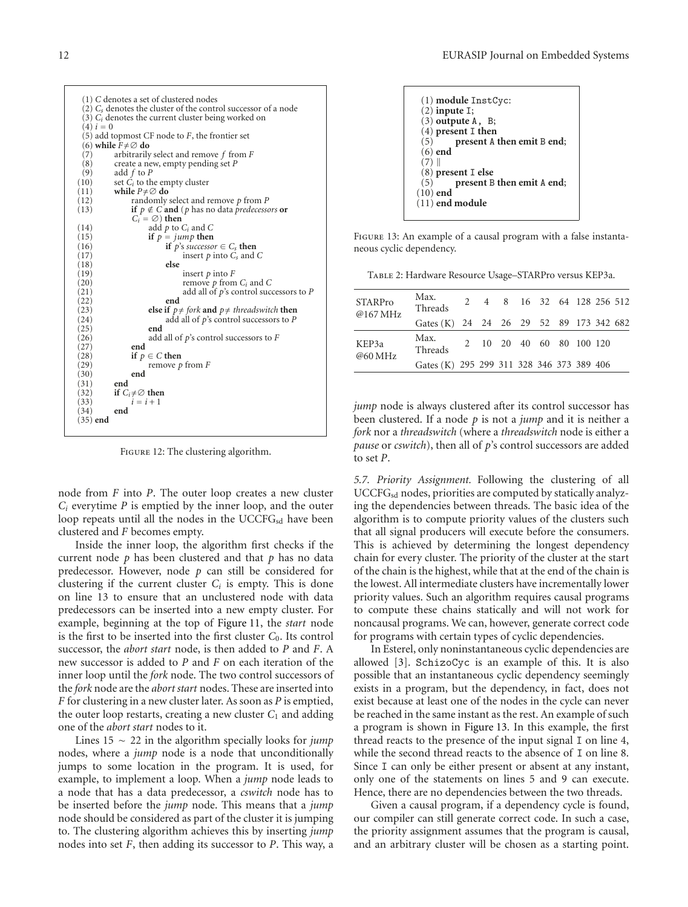```
(1) C denotes a set of clustered nodes
(2) C_s denotes the cluster of the control successor of a node
(3) C_i denotes the current cluster being worked on
(4) i = 0
(5) add topmost CF node to F, the frontier set
(6) while F≠∅ do
(7)      arbitrarily select and remove f from F
(8)      create a new, empty pending set P
(9)      add f to P
(10)     set C_i to the empty cluster
(11)     while P≠∅ do
(12)          randomly select and remove p from P
(13)          if p ∉ C and (p has no data predecessors or
              C_i = ∅) then
(14)               add p to C_i and C
(15)               if p = jump then
(16)                    if p's successor ∈ C_s then
(17)                         insert p into C_s and C
(18)                    else
(19)                         insert p into F
(20)                         remove p from C_i and C
(21)                         add all of p's control successors to P
(22)                    end
(23)               else if p≠ fork and p≠ threadswitch then
(24)                    add all of p's control successors to P
(25)               end
(26)               add all of p's control successors to F
(27)          end
(28)          if p ∈ C then
(29)               remove p from F
(30)          end
(31)     end
(32)     if C_i≠∅ then
(33)          i = i + 1
(34)     end
(35) end
```

Figure 12: The clustering algorithm.

node from $F$ into $P$. The outer loop creates a new cluster $C_i$ everytime $P$ is emptied by the inner loop, and the outer loop repeats until all the nodes in the $\text{UCCFG}_{\text{sd}}$ have been clustered and $F$ becomes empty.

Inside the inner loop, the algorithm first checks if the current node $p$ has been clustered and that $p$ has no data predecessor. However, node $p$ can still be considered for clustering if the current cluster $C_i$ is empty. This is done on line 13 to ensure that an unclustered node with data predecessors can be inserted into a new empty cluster. For example, beginning at the top of Figure 11, the *start* node is the first to be inserted into the first cluster $C_0$. Its control successor, the *abort start* node, is then added to $P$ and $F$. A new successor is added to $P$ and $F$ on each iteration of the inner loop until the *fork* node. The two control successors of the *fork* node are the *abort start* nodes. These are inserted into $F$ for clustering in a new cluster later. As soon as $P$ is emptied, the outer loop restarts, creating a new cluster $C_1$ and adding one of the *abort start* nodes to it.

Lines 15 ~ 22 in the algorithm specially looks for *jump* nodes, where a *jump* node is a node that unconditionally jumps to some location in the program. It is used, for example, to implement a loop. When a *jump* node leads to a node that has a data predecessor, a *cswitch* node has to be inserted before the *jump* node. This means that a *jump* node should be considered as part of the cluster it is jumping to. The clustering algorithm achieves this by inserting *jump* nodes into set $F$, then adding its successor to $P$. This way, a *jump* node is always clustered after its control successor has been clustered. If a node $p$ is not a *jump* and it is neither a *fork* nor a *threadswitch* (where a *threadswitch* node is either a *pause* or *cswitch*), then all of $p$'s control successors are added to set $P$.

```
(1) module InstCyc:
(2) inpute I;
(3) outpute A, B;
(4) present I then
(5)      present A then emit B end;
(6) end
(7) ||
(8) present I else
(5)      present B then emit A end;
(10) end
(11) end module
```

Figure 13: An example of a causal program with a false instantaneous cyclic dependency.

Table 2: Hardware Resource Usage–STARPro versus KEP3a.

| | | | | | | | | | | |
|---|---|---|---|---|---|---|---|---|---|---|
| STARPro @167 MHz | Max. Threads | 2 | 4 | 8 | 16 | 32 | 64 | 128 | 256 | 512 |
| | Gates (K) | 24 | 24 | 26 | 29 | 52 | 89 | 173 | 342 | 682 |
| KEP3a @60 MHz | Max. Threads | 2 | 10 | 20 | 40 | 60 | 80 | 100 | 120 | |
| | Gates (K) | 295 | 299 | 311 | 328 | 346 | 373 | 389 | 406 | |

*5.7. Priority Assignment.* Following the clustering of all $\text{UCCFG}_{\text{sd}}$ nodes, priorities are computed by statically analyzing the dependencies between threads. The basic idea of the algorithm is to compute priority values of the clusters such that all signal producers will execute before the consumers. This is achieved by determining the longest dependency chain for every cluster. The priority of the cluster at the start of the chain is the highest, while that at the end of the chain is the lowest. All intermediate clusters have incrementally lower priority values. Such an algorithm requires causal programs to compute these chains statically and will not work for noncausal programs. We can, however, generate correct code for programs with certain types of cyclic dependencies.

In Esterel, only noninstantaneous cyclic dependencies are allowed [3]. SchizoCyc is an example of this. It is also possible that an instantaneous cyclic dependency seemingly exists in a program, but the dependency, in fact, does not exist because at least one of the nodes in the cycle can never be reached in the same instant as the rest. An example of such a program is shown in Figure 13. In this example, the first thread reacts to the presence of the input signal I on line 4, while the second thread reacts to the absence of I on line 8. Since I can only be either present or absent at any instant, only one of the statements on lines 5 and 9 can execute. Hence, there are no dependencies between the two threads.

Given a causal program, if a dependency cycle is found, our compiler can still generate correct code. In such a case, the priority assignment assumes that the program is causal, and an arbitrary cluster will be chosen as a starting point.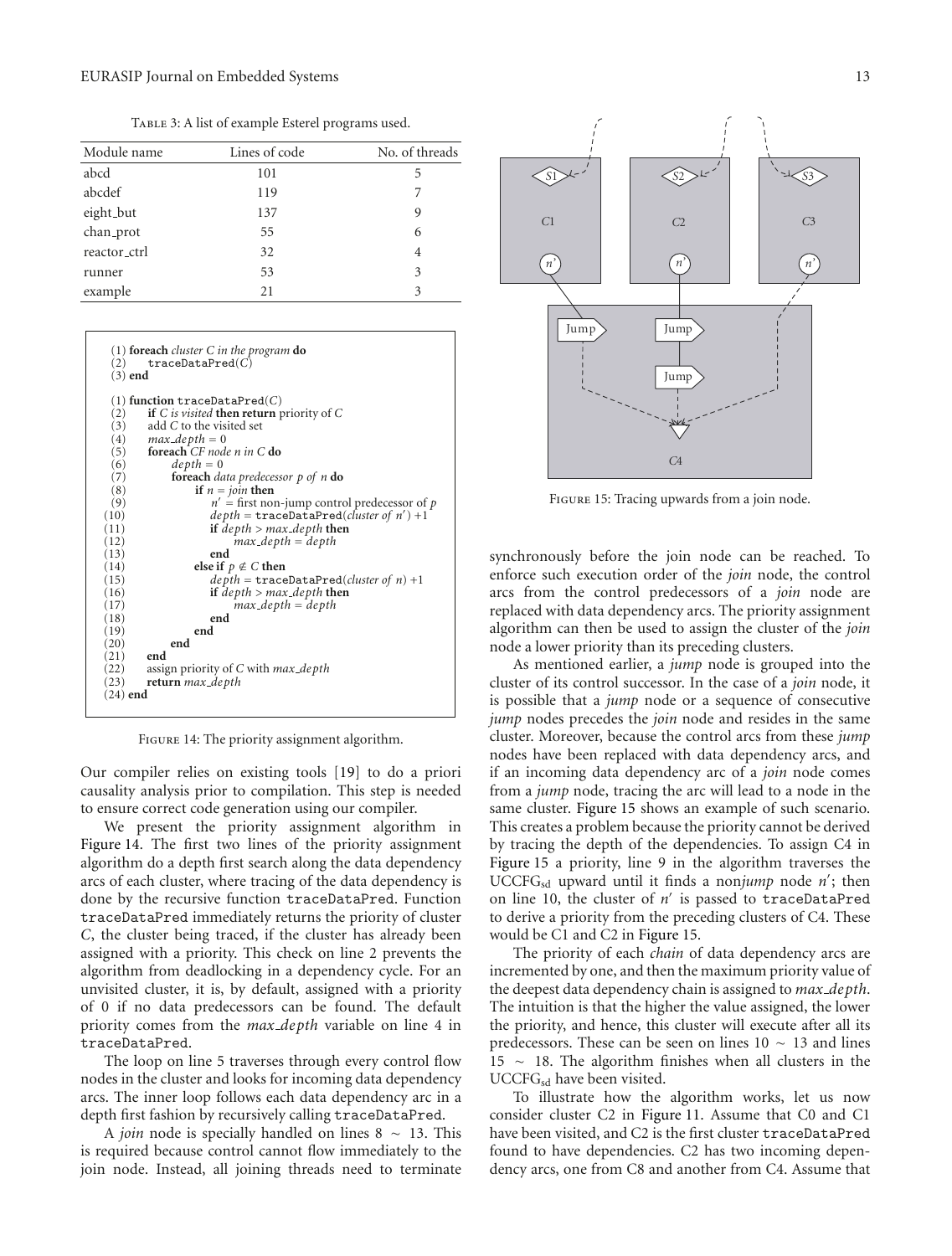Table 3: A list of example Esterel programs used.

| Module name | Lines of code | No. of threads |
|---|---|---|
| abcd | 101 | 5 |
| abcdef | 119 | 7 |
| eight_but | 137 | 9 |
| chan_prot | 55 | 6 |
| reactor_ctrl | 32 | 4 |
| runner | 53 | 3 |
| example | 21 | 3 |

```
(1) foreach cluster C in the program do
(2)     traceDataPred(C)
(3) end

(1) function traceDataPred(C)
(2)     if C is visited then return priority of C
(3)     add C to the visited set
(4)     max_depth = 0
(5)     foreach CF node n in C do
(6)         depth = 0
(7)         foreach data predecessor p of n do
(8)             if n = join then
(9)                 n' = first non-jump control predecessor of p
(10)                depth = traceDataPred(cluster of n') +1
(11)                if depth > max_depth then
(12)                    max_depth = depth
(13)                end
(14)            else if p ∉ C then
(15)                depth = traceDataPred(cluster of n) +1
(16)                if depth > max_depth then
(17)                    max_depth = depth
(18)                end
(19)            end
(20)        end
(21)    end
(22)    assign priority of C with max_depth
(23)    return max_depth
(24) end
```

Figure 14: The priority assignment algorithm.

Our compiler relies on existing tools [19] to do a priori causality analysis prior to compilation. This step is needed to ensure correct code generation using our compiler.

We present the priority assignment algorithm in Figure 14. The first two lines of the priority assignment algorithm do a depth first search along the data dependency arcs of each cluster, where tracing of the data dependency is done by the recursive function traceDataPred. Function traceDataPred immediately returns the priority of cluster *C*, the cluster being traced, if the cluster has already been assigned with a priority. This check on line 2 prevents the algorithm from deadlocking in a dependency cycle. For an unvisited cluster, it is, by default, assigned with a priority of 0 if no data predecessors can be found. The default priority comes from the *max_depth* variable on line 4 in traceDataPred.

The loop on line 5 traverses through every control flow nodes in the cluster and looks for incoming data dependency arcs. The inner loop follows each data dependency arc in a depth first fashion by recursively calling traceDataPred.

A *join* node is specially handled on lines 8 ~ 13. This is required because control cannot flow immediately to the join node. Instead, all joining threads need to terminate synchronously before the join node can be reached. To enforce such execution order of the *join* node, the control arcs from the control predecessors of a *join* node are replaced with data dependency arcs. The priority assignment algorithm can then be used to assign the cluster of the *join* node a lower priority than its preceding clusters.

Figure 15: Tracing upwards from a join node.

As mentioned earlier, a *jump* node is grouped into the cluster of its control successor. In the case of a *join* node, it is possible that a *jump* node or a sequence of consecutive *jump* nodes precedes the *join* node and resides in the same cluster. Moreover, because the control arcs from these *jump* nodes have been replaced with data dependency arcs, and if an incoming data dependency arc of a *join* node comes from a *jump* node, tracing the arc will lead to a node in the same cluster. Figure 15 shows an example of such scenario. This creates a problem because the priority cannot be derived by tracing the depth of the dependencies. To assign C4 in Figure 15 a priority, line 9 in the algorithm traverses the $\text{UCCFG}_{\text{sd}}$ upward until it finds a non*jump* node $n'$; then on line 10, the cluster of $n'$ is passed to traceDataPred to derive a priority from the preceding clusters of C4. These would be C1 and C2 in Figure 15.

The priority of each *chain* of data dependency arcs are incremented by one, and then the maximum priority value of the deepest data dependency chain is assigned to *max_depth*. The intuition is that the higher the value assigned, the lower the priority, and hence, this cluster will execute after all its predecessors. These can be seen on lines 10 ~ 13 and lines 15 ~ 18. The algorithm finishes when all clusters in the $\text{UCCFG}_{\text{sd}}$ have been visited.

To illustrate how the algorithm works, let us now consider cluster C2 in Figure 11. Assume that C0 and C1 have been visited, and C2 is the first cluster traceDataPred found to have dependencies. C2 has two incoming dependency arcs, one from C8 and another from C4. Assume that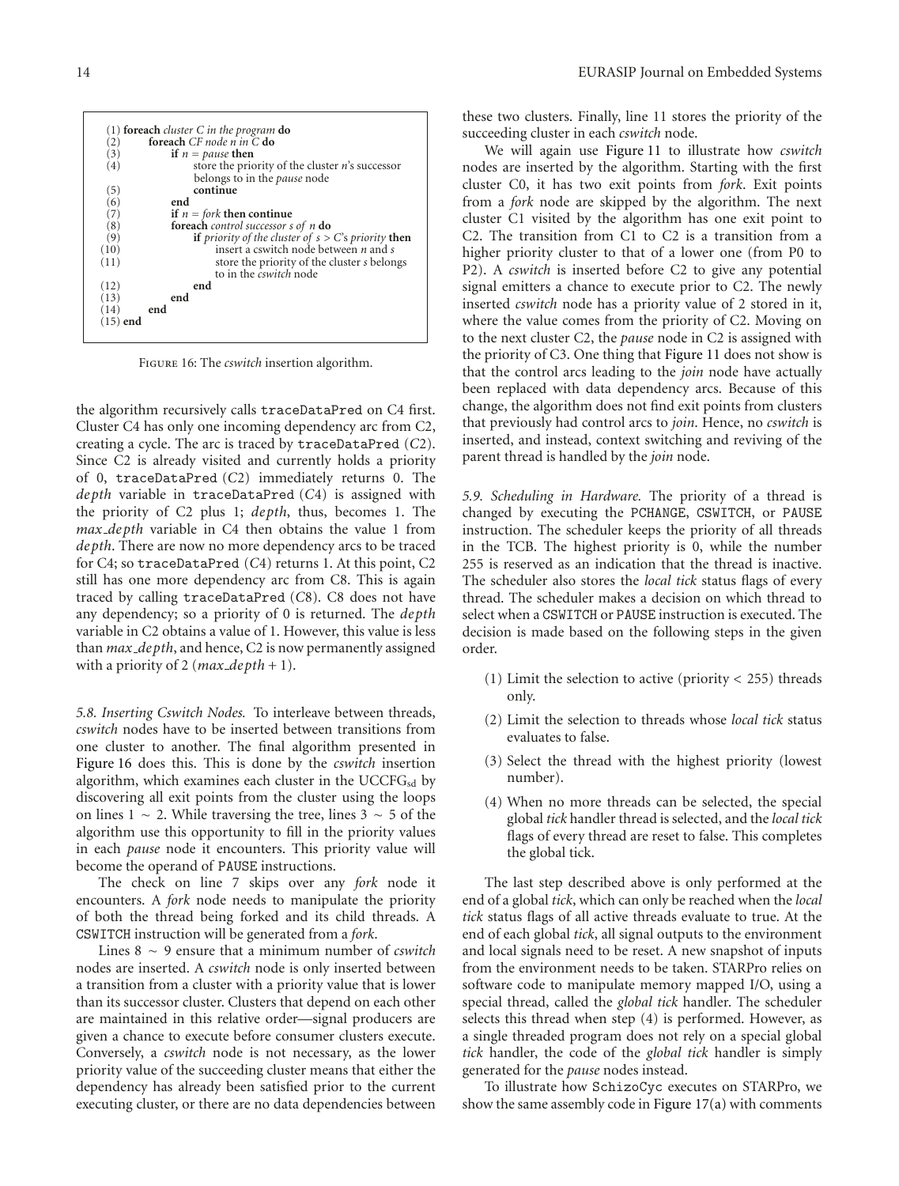```
(1) foreach cluster C in the program do
(2)     foreach CF node n in C do
(3)         if n = pause then
(4)             store the priority of the cluster n's successor
                belongs to in the pause node
(5)             continue
(6)         end
(7)         if n = fork then continue
(8)         foreach control successor s of n do
(9)             if priority of the cluster of s > C's priority then
(10)                insert a cswitch node between n and s
(11)                store the priority of the cluster s belongs
                    to in the cswitch node
(12)            end
(13)        end
(14)    end
(15) end
```

Figure 16: The *cswitch* insertion algorithm.

the algorithm recursively calls `traceDataPred` on C4 first. Cluster C4 has only one incoming dependency arc from C2, creating a cycle. The arc is traced by `traceDataPred` (*C2*). Since C2 is already visited and currently holds a priority of 0, `traceDataPred` (*C2*) immediately returns 0. The *depth* variable in `traceDataPred` (*C4*) is assigned with the priority of C2 plus 1; *depth*, thus, becomes 1. The *max_depth* variable in C4 then obtains the value 1 from *depth*. There are now no more dependency arcs to be traced for C4; so `traceDataPred` (*C4*) returns 1. At this point, C2 still has one more dependency arc from C8. This is again traced by calling `traceDataPred` (*C8*). C8 does not have any dependency; so a priority of 0 is returned. The *depth* variable in C2 obtains a value of 1. However, this value is less than *max_depth*, and hence, C2 is now permanently assigned with a priority of 2 (*max_depth* + 1).

*5.8. Inserting Cswitch Nodes.* To interleave between threads, *cswitch* nodes have to be inserted between transitions from one cluster to another. The final algorithm presented in Figure 16 does this. This is done by the *cswitch* insertion algorithm, which examines each cluster in the $\text{UCCFG}_{\text{sd}}$ by discovering all exit points from the cluster using the loops on lines 1 ∼ 2. While traversing the tree, lines 3 ∼ 5 of the algorithm use this opportunity to fill in the priority values in each *pause* node it encounters. This priority value will become the operand of PAUSE instructions.

The check on line 7 skips over any *fork* node it encounters. A *fork* node needs to manipulate the priority of both the thread being forked and its child threads. A CSWITCH instruction will be generated from a *fork*.

Lines 8 ∼ 9 ensure that a minimum number of *cswitch* nodes are inserted. A *cswitch* node is only inserted between a transition from a cluster with a priority value that is lower than its successor cluster. Clusters that depend on each other are maintained in this relative order—signal producers are given a chance to execute before consumer clusters execute. Conversely, a *cswitch* node is not necessary, as the lower priority value of the succeeding cluster means that either the dependency has already been satisfied prior to the current executing cluster, or there are no data dependencies between these two clusters. Finally, line 11 stores the priority of the succeeding cluster in each *cswitch* node.

We will again use Figure 11 to illustrate how *cswitch* nodes are inserted by the algorithm. Starting with the first cluster C0, it has two exit points from *fork*. Exit points from a *fork* node are skipped by the algorithm. The next cluster C1 visited by the algorithm has one exit point to C2. The transition from C1 to C2 is a transition from a higher priority cluster to that of a lower one (from P0 to P2). A *cswitch* is inserted before C2 to give any potential signal emitters a chance to execute prior to C2. The newly inserted *cswitch* node has a priority value of 2 stored in it, where the value comes from the priority of C2. Moving on to the next cluster C2, the *pause* node in C2 is assigned with the priority of C3. One thing that Figure 11 does not show is that the control arcs leading to the *join* node have actually been replaced with data dependency arcs. Because of this change, the algorithm does not find exit points from clusters that previously had control arcs to *join*. Hence, no *cswitch* is inserted, and instead, context switching and reviving of the parent thread is handled by the *join* node.

*5.9. Scheduling in Hardware.* The priority of a thread is changed by executing the PCHANGE, CSWITCH, or PAUSE instruction. The scheduler keeps the priority of all threads in the TCB. The highest priority is 0, while the number 255 is reserved as an indication that the thread is inactive. The scheduler also stores the *local tick* status flags of every thread. The scheduler makes a decision on which thread to select when a CSWITCH or PAUSE instruction is executed. The decision is made based on the following steps in the given order.

(1) Limit the selection to active (priority < 255) threads only.

(2) Limit the selection to threads whose *local tick* status evaluates to false.

(3) Select the thread with the highest priority (lowest number).

(4) When no more threads can be selected, the special global *tick* handler thread is selected, and the *local tick* flags of every thread are reset to false. This completes the global tick.

The last step described above is only performed at the end of a global *tick*, which can only be reached when the *local tick* status flags of all active threads evaluate to true. At the end of each global *tick*, all signal outputs to the environment and local signals need to be reset. A new snapshot of inputs from the environment needs to be taken. STARPro relies on software code to manipulate memory mapped I/O, using a special thread, called the *global tick* handler. The scheduler selects this thread when step (4) is performed. However, as a single threaded program does not rely on a special global *tick* handler, the code of the *global tick* handler is simply generated for the *pause* nodes instead.

To illustrate how SchizoCyc executes on STARPro, we show the same assembly code in Figure 17(a) with comments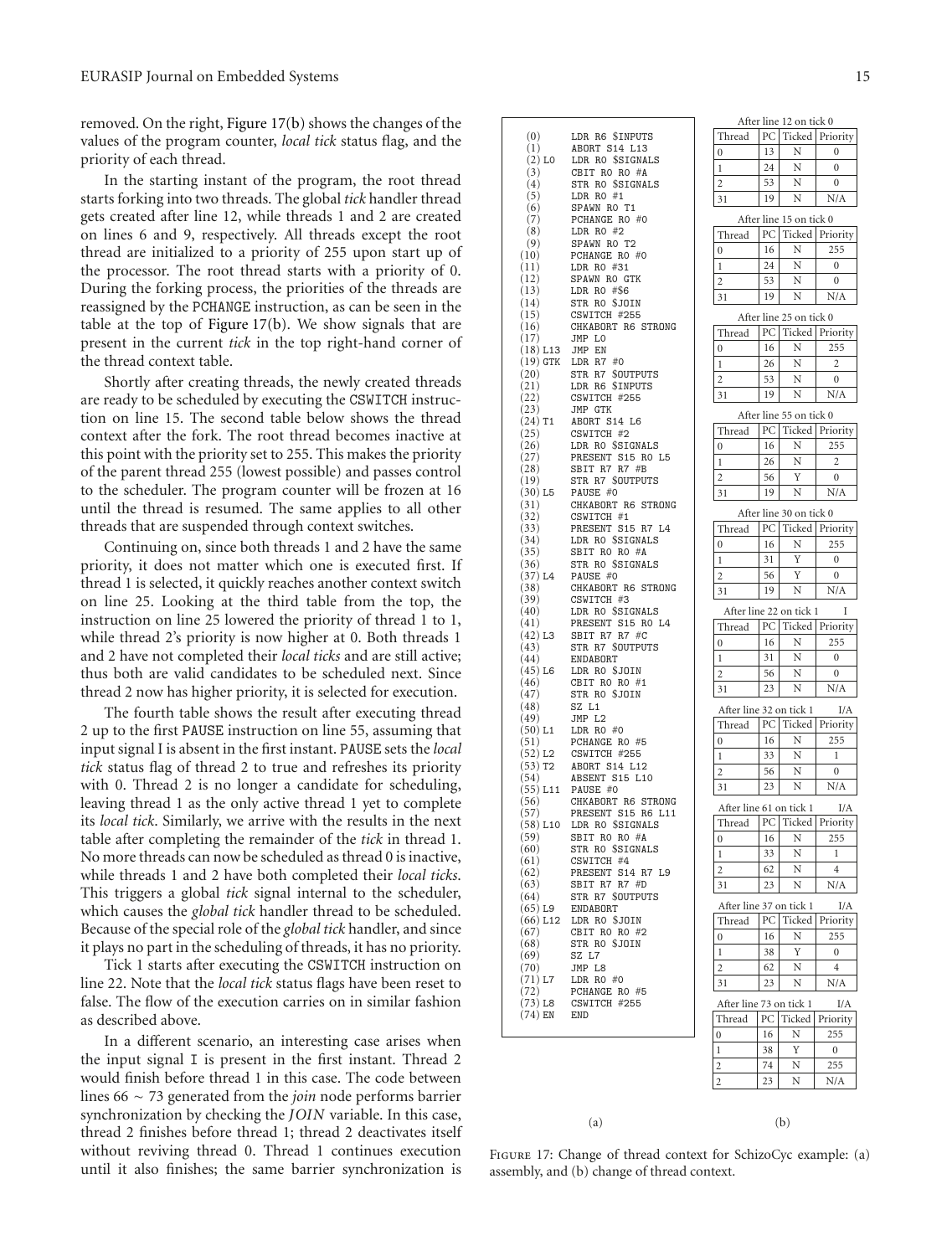removed. On the right, Figure 17(b) shows the changes of the values of the program counter, *local tick* status flag, and the priority of each thread.

In the starting instant of the program, the root thread starts forking into two threads. The global *tick* handler thread gets created after line 12, while threads 1 and 2 are created on lines 6 and 9, respectively. All threads except the root thread are initialized to a priority of 255 upon start up of the processor. The root thread starts with a priority of 0. During the forking process, the priorities of the threads are reassigned by the PCHANGE instruction, as can be seen in the table at the top of Figure 17(b). We show signals that are present in the current *tick* in the top right-hand corner of the thread context table.

Shortly after creating threads, the newly created threads are ready to be scheduled by executing the CSWITCH instruction on line 15. The second table below shows the thread context after the fork. The root thread becomes inactive at this point with the priority set to 255. This makes the priority of the parent thread 255 (lowest possible) and passes control to the scheduler. The program counter will be frozen at 16 until the thread is resumed. The same applies to all other threads that are suspended through context switches.

Continuing on, since both threads 1 and 2 have the same priority, it does not matter which one is executed first. If thread 1 is selected, it quickly reaches another context switch on line 25. Looking at the third table from the top, the instruction on line 25 lowered the priority of thread 1 to 1, while thread 2's priority is now higher at 0. Both threads 1 and 2 have not completed their *local ticks* and are still active; thus both are valid candidates to be scheduled next. Since thread 2 now has higher priority, it is selected for execution.

The fourth table shows the result after executing thread 2 up to the first PAUSE instruction on line 55, assuming that input signal I is absent in the first instant. PAUSE sets the *local tick* status flag of thread 2 to true and refreshes its priority with 0. Thread 2 is no longer a candidate for scheduling, leaving thread 1 as the only active thread 1 yet to complete its *local tick*. Similarly, we arrive with the results in the next table after completing the remainder of the *tick* in thread 1. No more threads can now be scheduled as thread 0 is inactive, while threads 1 and 2 have both completed their *local ticks*. This triggers a global *tick* signal internal to the scheduler, which causes the *global tick* handler thread to be scheduled. Because of the special role of the *global tick* handler, and since it plays no part in the scheduling of threads, it has no priority.

Tick 1 starts after executing the CSWITCH instruction on line 22. Note that the *local tick* status flags have been reset to false. The flow of the execution carries on in similar fashion as described above.

In a different scenario, an interesting case arises when the input signal I is present in the first instant. Thread 2 would finish before thread 1 in this case. The code between lines 66 ∼ 73 generated from the *join* node performs barrier synchronization by checking the *JOIN* variable. In this case, thread 2 finishes before thread 1; thread 2 deactivates itself without reviving thread 0. Thread 1 continues execution until it also finishes; the same barrier synchronization is

```
(0)       LDR R6 $INPUTS
(1)       ABORT S14 L13
(2) L0    LDR R0 $SIGNALS
(3)       CBIT R0 R0 #A
(4)       STR R0 $SIGNALS
(5)       LDR R0 #1
(6)       SPAWN R0 T1
(7)       PCHANGE R0 #0
(8)       LDR R0 #2
(9)       SPAWN R0 T2
(10)      PCHANGE R0 #0
(11)      LDR R0 #31
(12)      SPAWN R0 GTK
(13)      LDR R0 #$6
(14)      STR R0 $JOIN
(15)      CSWITCH #255
(16)      CHKABORT R6 STRONG
(17)      JMP L0
(18) L13  JMP EN
(19) GTK  LDR R7 #0
(20)      STR R7 $OUTPUTS
(21)      LDR R6 $INPUTS
(22)      CSWITCH #255
(23)      JMP GTK
(24) T1   ABORT S14 L6
(25)      CSWITCH #2
(26)      LDR R0 $SIGNALS
(27)      PRESENT S15 R0 L5
(28)      SBIT R7 R7 #B
(19)      STR R7 $OUTPUTS
(30) L5   PAUSE #0
(31)      CHKABORT R6 STRONG
(32)      CSWITCH #1
(33)      PRESENT S15 R7 L4
(34)      LDR R0 $SIGNALS
(35)      SBIT R0 R0 #A
(36)      STR R0 $SIGNALS
(37) L4   PAUSE #0
(38)      CHKABORT R6 STRONG
(39)      CSWITCH #3
(40)      LDR R0 $SIGNALS
(41)      PRESENT S15 R0 L4
(42) L3   SBIT R7 R7 #C
(43)      STR R7 $OUTPUTS
(44)      ENDABORT
(45) L6   LDR R0 $JOIN
(46)      CBIT R0 R0 #1
(47)      STR R0 $JOIN
(48)      SZ L1
(49)      JMP L2
(50) L1   LDR R0 #0
(51)      PCHANGE R0 #5
(52) L2   CSWITCH #255
(53) T2   ABORT S14 L12
(54)      ABSENT S15 L10
(55) L11  PAUSE #0
(56)      CHKABORT R6 STRONG
(57)      PRESENT S15 R6 L11
(58) L10  LDR R0 $SIGNALS
(59)      SBIT R0 R0 #A
(60)      STR R0 $SIGNALS
(61)      CSWITCH #4
(62)      PRESENT S14 R7 L9
(63)      SBIT R7 R7 #D
(64)      STR R7 $OUTPUTS
(65) L9   ENDABORT
(66) L12  LDR R0 $JOIN
(67)      CBIT R0 R0 #2
(68)      STR R0 $JOIN
(69)      SZ L7
(70)      JMP L8
(71) L7   LDR R0 #0
(72)      PCHANGE R0 #5
(73) L8   CSWITCH #255
(74) EN   END
```

(a)

After line 12 on tick 0

| Thread | PC | Ticked | Priority |
|---|---|---|---|
| 0 | 13 | N | 0 |
| 1 | 24 | N | 0 |
| 2 | 53 | N | 0 |
| 31 | 19 | N | N/A |

After line 15 on tick 0

| Thread | PC | Ticked | Priority |
|---|---|---|---|
| 0 | 16 | N | 255 |
| 1 | 24 | N | 0 |
| 2 | 53 | N | 0 |
| 31 | 19 | N | N/A |

After line 25 on tick 0

| Thread | PC | Ticked | Priority |
|---|---|---|---|
| 0 | 16 | N | 255 |
| 1 | 26 | N | 2 |
| 2 | 53 | N | 0 |
| 31 | 19 | N | N/A |

After line 55 on tick 0

| Thread | PC | Ticked | Priority |
|---|---|---|---|
| 0 | 16 | N | 255 |
| 1 | 26 | N | 2 |
| 2 | 56 | Y | 0 |
| 31 | 19 | N | N/A |

After line 30 on tick 0

| Thread | PC | Ticked | Priority |
|---|---|---|---|
| 0 | 16 | N | 255 |
| 1 | 31 | Y | 0 |
| 2 | 56 | Y | 0 |
| 31 | 19 | N | N/A |

After line 22 on tick 1 — I

| Thread | PC | Ticked | Priority |
|---|---|---|---|
| 0 | 16 | N | 255 |
| 1 | 31 | N | 0 |
| 2 | 56 | N | 0 |
| 31 | 23 | N | N/A |

After line 32 on tick 1 — I/A

| Thread | PC | Ticked | Priority |
|---|---|---|---|
| 0 | 16 | N | 255 |
| 1 | 33 | N | 1 |
| 2 | 56 | N | 0 |
| 31 | 23 | N | N/A |

After line 61 on tick 1 — I/A

| Thread | PC | Ticked | Priority |
|---|---|---|---|
| 0 | 16 | N | 255 |
| 1 | 33 | N | 1 |
| 2 | 62 | N | 4 |
| 31 | 23 | N | N/A |

After line 37 on tick 1 — I/A

| Thread | PC | Ticked | Priority |
|---|---|---|---|
| 0 | 16 | N | 255 |
| 1 | 38 | Y | 0 |
| 2 | 62 | N | 4 |
| 31 | 23 | N | N/A |

After line 73 on tick 1 — I/A

| Thread | PC | Ticked | Priority |
|---|---|---|---|
| 0 | 16 | N | 255 |
| 1 | 38 | Y | 0 |
| 2 | 74 | N | 255 |
| 2 | 23 | N | N/A |

(b)

Figure 17: Change of thread context for SchizoCyc example: (a) assembly, and (b) change of thread context.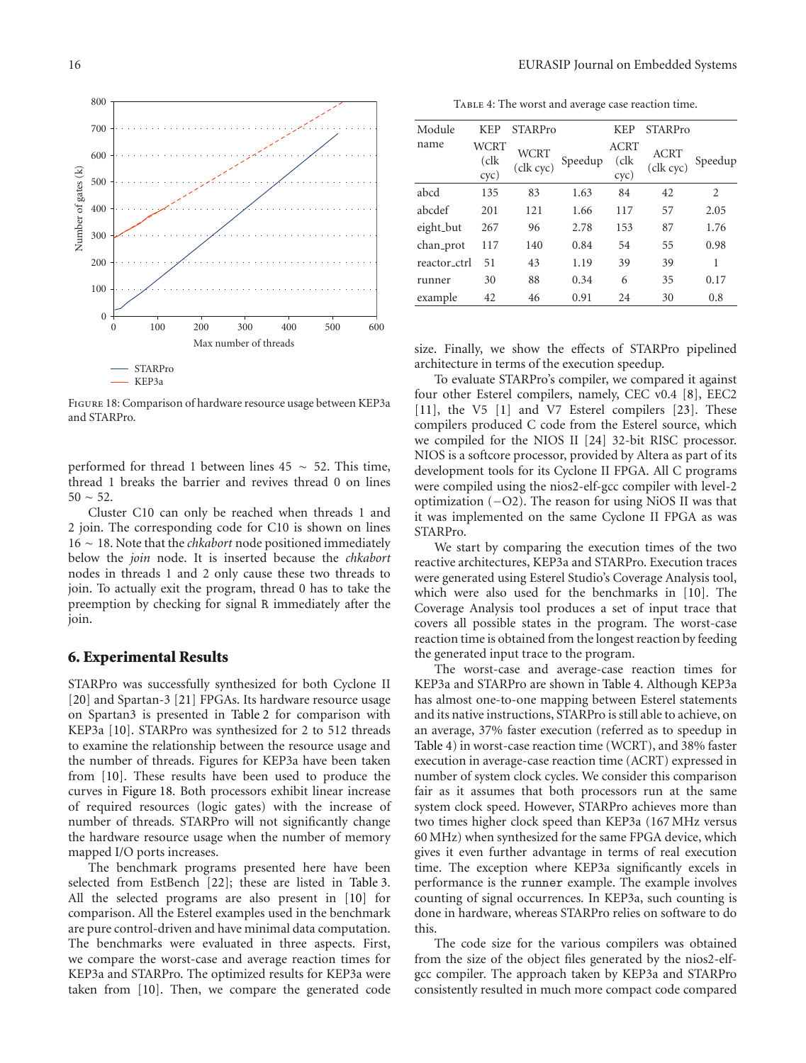Figure 18: Comparison of hardware resource usage between KEP3a and STARPro.

performed for thread 1 between lines 45 ∼ 52. This time, thread 1 breaks the barrier and revives thread 0 on lines 50 ∼ 52.

Cluster C10 can only be reached when threads 1 and 2 join. The corresponding code for C10 is shown on lines 16 ∼ 18. Note that the *chkabort* node positioned immediately below the *join* node. It is inserted because the *chkabort* nodes in threads 1 and 2 only cause these two threads to join. To actually exit the program, thread 0 has to take the preemption by checking for signal R immediately after the join.

## 6. Experimental Results

STARPro was successfully synthesized for both Cyclone II [20] and Spartan-3 [21] FPGAs. Its hardware resource usage on Spartan3 is presented in Table 2 for comparison with KEP3a [10]. STARPro was synthesized for 2 to 512 threads to examine the relationship between the resource usage and the number of threads. Figures for KEP3a have been taken from [10]. These results have used to produce the curves in Figure 18. Both processors exhibit linear increase of required resources (logic gates) with the increase of number of threads. STARPro will not significantly change the hardware resource usage when the number of memory mapped I/O ports increases.

The benchmark programs presented here have been selected from EstBench [22]; these are listed in Table 3. All the selected programs are also present in [10] for comparison. All the Esterel examples used in the benchmark are pure control-driven and have minimal data computation. The benchmarks were evaluated in three aspects. First, we compare the worst-case and average reaction times for KEP3a and STARPro. The optimized results for KEP3a were taken from [10]. Then, we compare the generated code size. Finally, we show the effects of STARPro pipelined architecture in terms of the execution speedup.

Table 4: The worst and average case reaction time.

| Module name | KEP WCRT (clk cyc) | STARPro WCRT (clk cyc) | Speedup | KEP ACRT (clk cyc) | STARPro ACRT (clk cyc) | Speedup |
|---|---|---|---|---|---|---|
| abcd | 135 | 83 | 1.63 | 84 | 42 | 2 |
| abcdef | 201 | 121 | 1.66 | 117 | 57 | 2.05 |
| eight_but | 267 | 96 | 2.78 | 153 | 87 | 1.76 |
| chan_prot | 117 | 140 | 0.84 | 54 | 55 | 0.98 |
| reactor_ctrl | 51 | 43 | 1.19 | 39 | 39 | 1 |
| runner | 30 | 88 | 0.34 | 6 | 35 | 0.17 |
| example | 42 | 46 | 0.91 | 24 | 30 | 0.8 |

To evaluate STARPro's compiler, we compared it against four other Esterel compilers, namely, CEC v0.4 [8], EEC2 [11], the V5 [1] and V7 Esterel compilers [23]. These compilers produced C code from the Esterel source, which we compiled for the NIOS II [24] 32-bit RISC processor. NIOS is a softcore processor, provided by Altera as part of its development tools for its Cyclone II FPGA. All C programs were compiled using the nios2-elf-gcc compiler with level-2 optimization (−O2). The reason for using NiOS II was that it was implemented on the same Cyclone II FPGA as was STARPro.

We start by comparing the execution times of the two reactive architectures, KEP3a and STARPro. Execution traces were generated using Esterel Studio's Coverage Analysis tool, which were also used for the benchmarks in [10]. The Coverage Analysis tool produces a set of input trace that covers all possible states in the program. The worst-case reaction time is obtained from the longest reaction by feeding the generated input trace to the program.

The worst-case and average-case reaction times for KEP3a and STARPro are shown in Table 4. Although KEP3a has almost one-to-one mapping between Esterel statements and its native instructions, STARPro is still able to achieve, on an average, 37% faster execution (referred as to speedup in Table 4) in worst-case reaction time (WCRT), and 38% faster execution in average-case reaction time (ACRT) expressed in number of system clock cycles. We consider this comparison fair as it assumes that both processors run at the same system clock speed. However, STARPro achieves more than two times higher clock speed than KEP3a (167 MHz versus 60 MHz) when synthesized for the same FPGA device, which gives it even further advantage in terms of real execution time. The exception where KEP3a significantly excels in performance is the runner example. The example involves counting of signal occurrences. In KEP3a, such counting is done in hardware, whereas STARPro relies on software to do this.

The code size for the various compilers was obtained from the size of the object files generated by the nios2-elf-gcc compiler. The approach taken by KEP3a and STARPro consistently resulted in much more compact code compared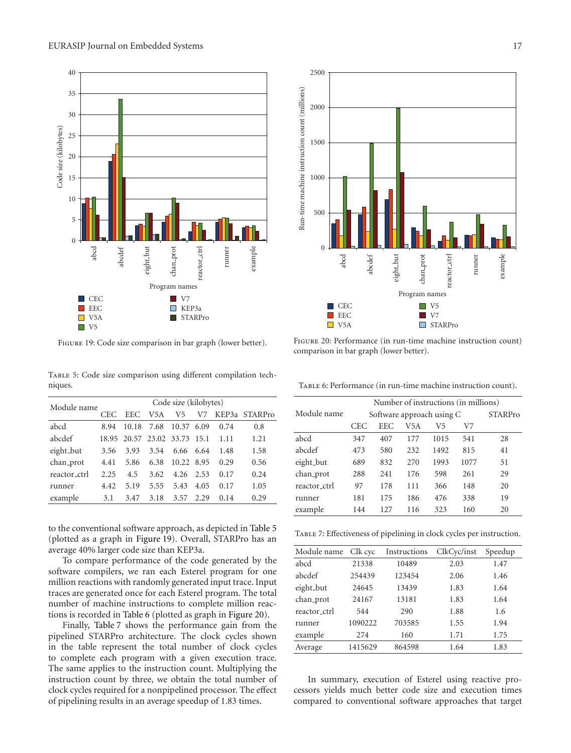Figure 19: Code size comparison in bar graph (lower better).

Figure 20: Performance (in run-time machine instruction count) comparison in bar graph (lower better).

Table 5: Code size comparison using different compilation techniques.

| Module name | Code size (kilobytes) | | | | | | |
|---|---|---|---|---|---|---|---|
| | CEC | EEC | V5A | V5 | V7 | KEP3a | STARPro |
| abcd | 8.94 | 10.18 | 7.68 | 10.37 | 6.09 | 0.74 | 0.8 |
| abcdef | 18.95 | 20.57 | 23.02 | 33.73 | 15.1 | 1.11 | 1.21 |
| eight_but | 3.56 | 3.93 | 3.54 | 6.66 | 6.64 | 1.48 | 1.58 |
| chan_prot | 4.41 | 5.86 | 6.38 | 10.22 | 8.95 | 0.29 | 0.56 |
| reactor_ctrl | 2.25 | 4.5 | 3.62 | 4.26 | 2.53 | 0.17 | 0.24 |
| runner | 4.42 | 5.19 | 5.55 | 5.43 | 4.05 | 0.17 | 1.05 |
| example | 3.1 | 3.47 | 3.18 | 3.57 | 2.29 | 0.14 | 0.29 |

to the conventional software approach, as depicted in Table 5 (plotted as a graph in Figure 19). Overall, STARPro has an average 40% larger code size than KEP3a.

To compare performance of the code generated by the software compilers, we ran each Esterel program for one million reactions with randomly generated input trace. Input traces are generated once for each Esterel program. The total number of machine instructions to complete million reactions is recorded in Table 6 (plotted as graph in Figure 20).

Finally, Table 7 shows the performance gain from the pipelined STARPro architecture. The clock cycles shown in the table represent the total number of clock cycles to complete each program with a given execution trace. The same applies to the instruction count. Multiplying the instruction count by three, we obtain the total number of clock cycles required for a nonpipelined processor. The effect of pipelining results in an average speedup of 1.83 times.

Table 6: Performance (in run-time machine instruction count).

| Module name | Number of instructions (in millions) | | | | | |
|---|---|---|---|---|---|---|
| | Software approach using C | | | | | STARPro |
| | CEC | EEC | V5A | V5 | V7 | |
| abcd | 347 | 407 | 177 | 1015 | 541 | 28 |
| abcdef | 473 | 580 | 232 | 1492 | 815 | 41 |
| eight_but | 689 | 832 | 270 | 1993 | 1077 | 51 |
| chan_prot | 288 | 241 | 176 | 598 | 261 | 29 |
| reactor_ctrl | 97 | 178 | 111 | 366 | 148 | 20 |
| runner | 181 | 175 | 186 | 476 | 338 | 19 |
| example | 144 | 127 | 116 | 323 | 160 | 20 |

Table 7: Effectiveness of pipelining in clock cycles per instruction.

| Module name | Clk cyc | Instructions | ClkCyc/inst | Speedup |
|---|---|---|---|---|
| abcd | 21338 | 10489 | 2.03 | 1.47 |
| abcdef | 254439 | 123454 | 2.06 | 1.46 |
| eight_but | 24645 | 13439 | 1.83 | 1.64 |
| chan_prot | 24167 | 13181 | 1.83 | 1.64 |
| reactor_ctrl | 544 | 290 | 1.88 | 1.6 |
| runner | 1090222 | 703585 | 1.55 | 1.94 |
| example | 274 | 160 | 1.71 | 1.75 |
| Average | 1415629 | 864598 | 1.64 | 1.83 |

In summary, execution of Esterel using reactive processors yields much better code size and execution times compared to conventional software approaches that target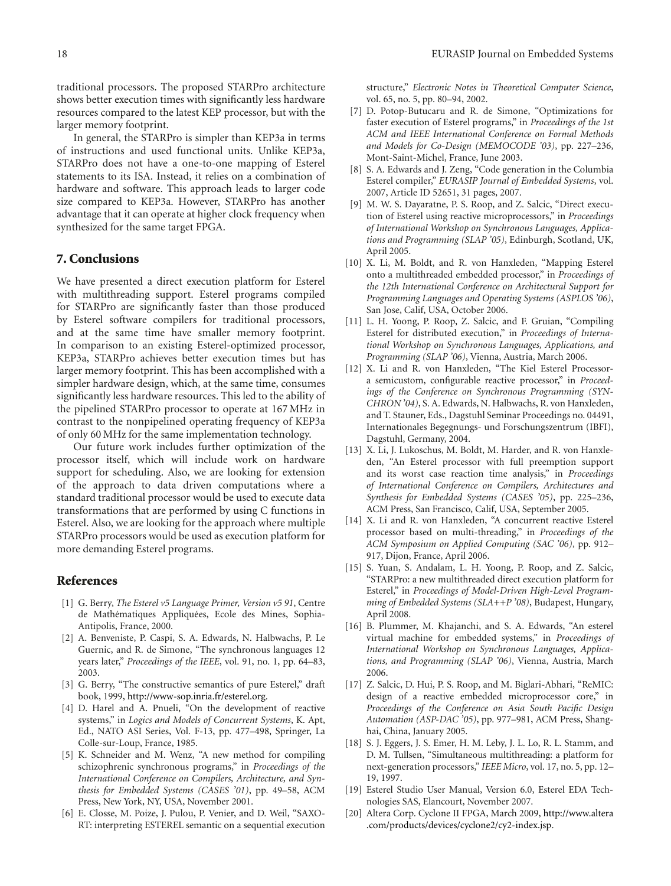traditional processors. The proposed STARPro architecture shows better execution times with significantly less hardware resources compared to the latest KEP processor, but with the larger memory footprint.

In general, the STARPro is simpler than KEP3a in terms of instructions and used functional units. Unlike KEP3a, STARPro does not have a one-to-one mapping of Esterel statements to its ISA. Instead, it relies on a combination of hardware and software. This approach leads to larger code size compared to KEP3a. However, STARPro has another advantage that it can operate at higher clock frequency when synthesized for the same target FPGA.

## 7. Conclusions

We have presented a direct execution platform for Esterel with multithreading support. Esterel programs compiled for STARPro are significantly faster than those produced by Esterel software compilers for traditional processors, and at the same time have smaller memory footprint. In comparison to an existing Esterel-optimized processor, KEP3a, STARPro achieves better execution times but has larger memory footprint. This has been accomplished with a simpler hardware design, which, at the same time, consumes significantly less hardware resources. This led to the ability of the pipelined STARPro processor to operate at 167 MHz in contrast to the nonpipelined operating frequency of KEP3a of only 60 MHz for the same implementation technology.

Our future work includes further optimization of the processor itself, which will include work on hardware support for scheduling. Also, we are looking for extension of the approach to data driven computations where a standard traditional processor would be used to execute data transformations that are performed by using C functions in Esterel. Also, we are looking for the approach where multiple STARPro processors would be used as execution platform for more demanding Esterel programs.

## References

[1] G. Berry, *The Esterel v5 Language Primer, Version v5 91*, Centre de Mathématiques Appliquées, Ecole des Mines, Sophia-Antipolis, France, 2000.

[2] A. Benveniste, P. Caspi, S. A. Edwards, N. Halbwachs, P. Le Guernic, and R. de Simone, "The synchronous languages 12 years later," *Proceedings of the IEEE*, vol. 91, no. 1, pp. 64–83, 2003.

[3] G. Berry, "The constructive semantics of pure Esterel," draft book, 1999, http://www-sop.inria.fr/esterel.org.

[4] D. Harel and A. Pnueli, "On the development of reactive systems," in *Logics and Models of Concurrent Systems*, K. Apt, Ed., NATO ASI Series, Vol. F-13, pp. 477–498, Springer, La Colle-sur-Loup, France, 1985.

[5] K. Schneider and M. Wenz, "A new method for compiling schizophrenic synchronous programs," in *Proceedings of the International Conference on Compilers, Architecture, and Synthesis for Embedded Systems (CASES '01)*, pp. 49–58, ACM Press, New York, NY, USA, November 2001.

[6] E. Closse, M. Poize, J. Pulou, P. Venier, and D. Weil, "SAXO-RT: interpreting ESTEREL semantic on a sequential execution structure," *Electronic Notes in Theoretical Computer Science*, vol. 65, no. 5, pp. 80–94, 2002.

[7] D. Potop-Butucaru and R. de Simone, "Optimizations for faster execution of Esterel programs," in *Proceedings of the 1st ACM and IEEE International Conference on Formal Methods and Models for Co-Design (MEMOCODE '03)*, pp. 227–236, Mont-Saint-Michel, France, June 2003.

[8] S. A. Edwards and J. Zeng, "Code generation in the Columbia Esterel compiler," *EURASIP Journal of Embedded Systems*, vol. 2007, Article ID 52651, 31 pages, 2007.

[9] M. W. S. Dayaratne, P. S. Roop, and Z. Salcic, "Direct execution of Esterel using reactive microprocessors," in *Proceedings of International Workshop on Synchronous Languages, Applications and Programming (SLAP '05)*, Edinburgh, Scotland, UK, April 2005.

[10] X. Li, M. Boldt, and R. von Hanxleden, "Mapping Esterel onto a multithreaded embedded processor," in *Proceedings of the 12th International Conference on Architectural Support for Programming Languages and Operating Systems (ASPLOS '06)*, San Jose, Calif, USA, October 2006.

[11] L. H. Yoong, P. Roop, Z. Salcic, and F. Gruian, "Compiling Esterel for distributed execution," in *Proceedings of International Workshop on Synchronous Languages, Applications, and Programming (SLAP '06)*, Vienna, Austria, March 2006.

[12] X. Li and R. von Hanxleden, "The Kiel Esterel Processor-a semicustom, configurable reactive processor," in *Proceedings of the Conference on Synchronous Programming (SYNCHRON '04)*, S. A. Edwards, N. Halbwachs, R. von Hanxleden, and T. Stauner, Eds., Dagstuhl Seminar Proceedings no. 04491, Internationales Begegnungs- und Forschungszentrum (IBFI), Dagstuhl, Germany, 2004.

[13] X. Li, J. Lukoschus, M. Boldt, M. Harder, and R. von Hanxleden, "An Esterel processor with full preemption support and its worst case reaction time analysis," in *Proceedings of International Conference on Compilers, Architectures and Synthesis for Embedded Systems (CASES '05)*, pp. 225–236, ACM Press, San Francisco, Calif, USA, September 2005.

[14] X. Li and R. von Hanxleden, "A concurrent reactive Esterel processor based on multi-threading," in *Proceedings of the ACM Symposium on Applied Computing (SAC '06)*, pp. 912–917, Dijon, France, April 2006.

[15] S. Yuan, S. Andalam, L. H. Yoong, P. Roop, and Z. Salcic, "STARPro: a new multithreaded direct execution platform for Esterel," in *Proceedings of Model-Driven High-Level Programming of Embedded Systems (SLA++P '08)*, Budapest, Hungary, April 2008.

[16] B. Plummer, M. Khajanchi, and S. A. Edwards, "An esterel virtual machine for embedded systems," in *Proceedings of International Workshop on Synchronous Languages, Applications, and Programming (SLAP '06)*, Vienna, Austria, March 2006.

[17] Z. Salcic, D. Hui, P. S. Roop, and M. Biglari-Abhari, "ReMIC: design of a reactive embedded microprocessor core," in *Proceedings of the Conference on Asia South Pacific Design Automation (ASP-DAC '05)*, pp. 977–981, ACM Press, Shanghai, China, January 2005.

[18] S. J. Eggers, J. S. Emer, H. M. Leby, J. L. Lo, R. L. Stamm, and D. M. Tullsen, "Simultaneous multithreading: a platform for next-generation processors," *IEEE Micro*, vol. 17, no. 5, pp. 12–19, 1997.

[19] Esterel Studio User Manual, Version 6.0, Esterel EDA Technologies SAS, Elancourt, November 2007.

[20] Altera Corp. Cyclone II FPGA, March 2009, http://www.altera.com/products/devices/cyclone2/cy2-index.jsp.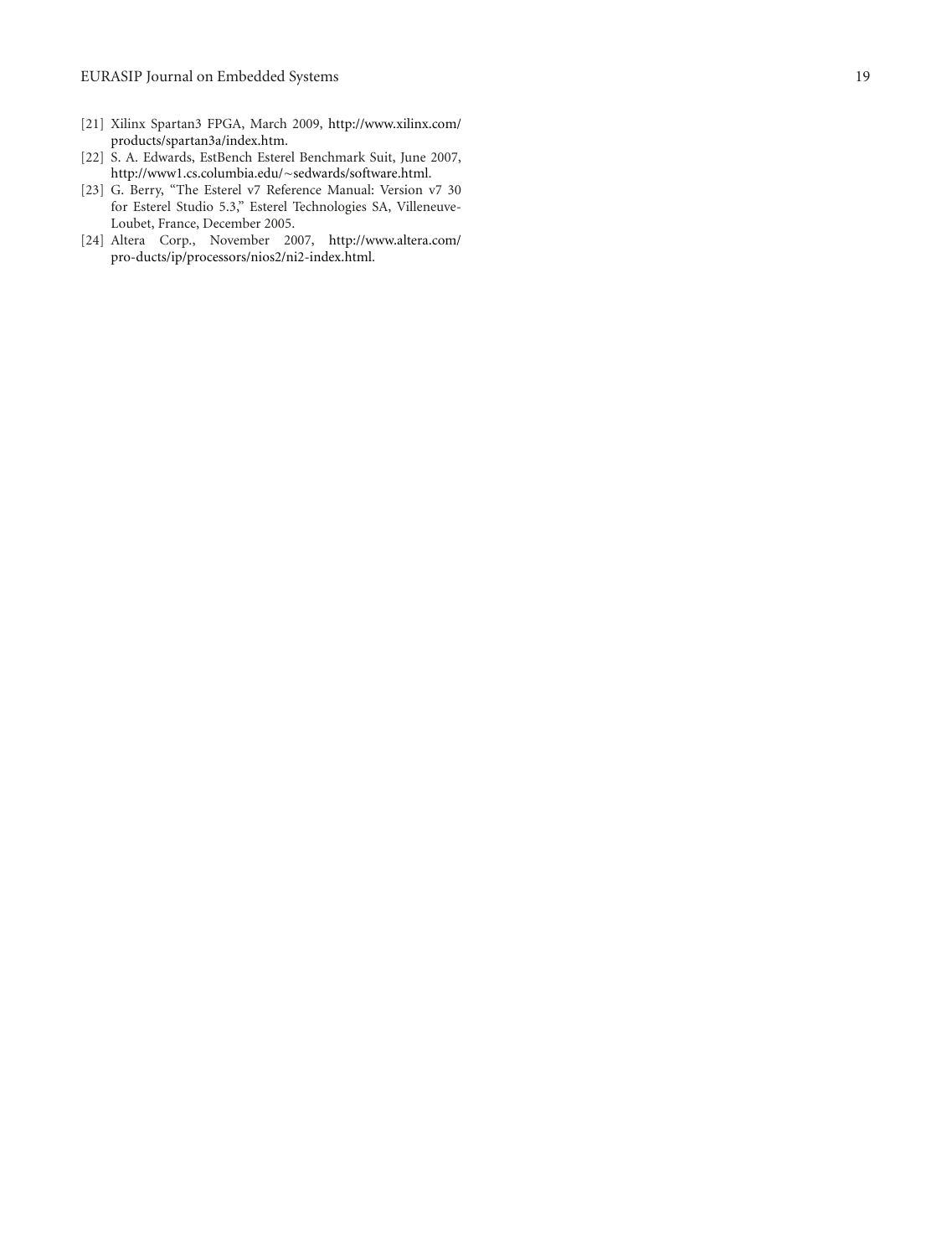[21] Xilinx Spartan3 FPGA, March 2009, http://www.xilinx.com/products/spartan3a/index.htm.

[22] S. A. Edwards, EstBench Esterel Benchmark Suit, June 2007, http://www1.cs.columbia.edu/~sedwards/software.html.

[23] G. Berry, "The Esterel v7 Reference Manual: Version v7 30 for Esterel Studio 5.3," Esterel Technologies SA, Villeneuve-Loubet, France, December 2005.

[24] Altera Corp., November 2007, http://www.altera.com/pro-ducts/ip/processors/nios2/ni2-index.html.